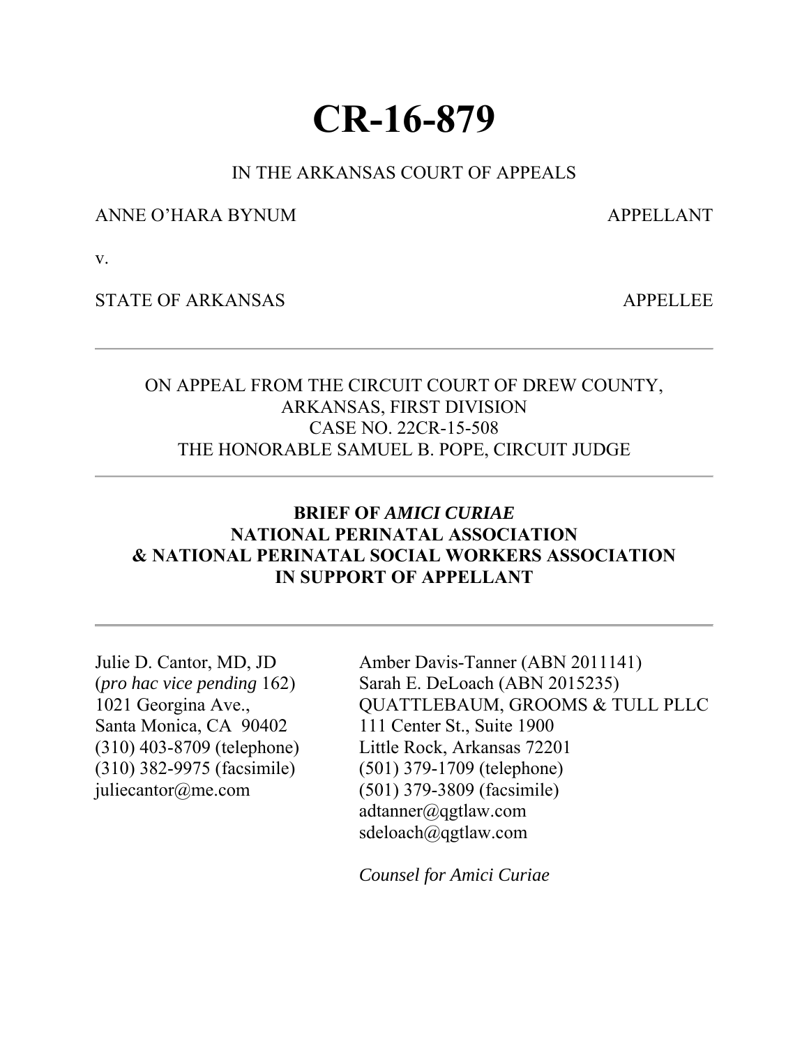# CR-16-879

IN THE ARKANSAS COURT OF APPEALS

ANNE O'HARA BYNUM APPELLANT

v.

STATE OF ARKANSAS APPELLEE

---

ON APPEAL FROM THE CIRCUIT COURT OF DREW COUNTY, ARKANSAS, FIRST DIVISION
CASE NO. 22CR-15-508
THE HONORABLE SAMUEL B. POPE, CIRCUIT JUDGE

---

**BRIEF OF *AMICI CURIAE***
**NATIONAL PERINATAL ASSOCIATION**
**& NATIONAL PERINATAL SOCIAL WORKERS ASSOCIATION**
**IN SUPPORT OF APPELLANT**

---

Julie D. Cantor, MD, JD
(*pro hac vice pending* 162)
1021 Georgina Ave.,
Santa Monica, CA 90402
(310) 403-8709 (telephone)
(310) 382-9975 (facsimile)
juliecantor@me.com

Amber Davis-Tanner (ABN 2011141)
Sarah E. DeLoach (ABN 2015235)
QUATTLEBAUM, GROOMS & TULL PLLC
111 Center St., Suite 1900
Little Rock, Arkansas 72201
(501) 379-1709 (telephone)
(501) 379-3809 (facsimile)
adtanner@qgtlaw.com
sdeloach@qgtlaw.com

*Counsel for Amici Curiae*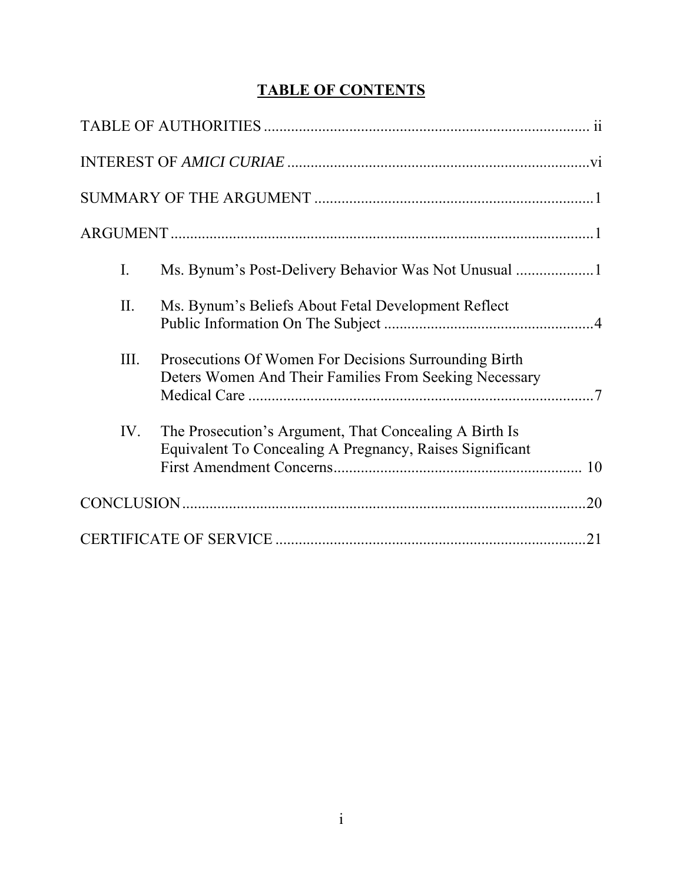# TABLE OF CONTENTS

TABLE OF AUTHORITIES .................................................................................... ii

INTEREST OF *AMICI CURIAE* ..............................................................................vi

SUMMARY OF THE ARGUMENT .......................................................................1

ARGUMENT .............................................................................................................1

I. Ms. Bynum's Post-Delivery Behavior Was Not Unusual ....................1

II. Ms. Bynum's Beliefs About Fetal Development Reflect Public Information On The Subject ......................................................4

III. Prosecutions Of Women For Decisions Surrounding Birth Deters Women And Their Families From Seeking Necessary Medical Care ........................................................................................7

IV. The Prosecution's Argument, That Concealing A Birth Is Equivalent To Concealing A Pregnancy, Raises Significant First Amendment Concerns................................................................ 10

CONCLUSION........................................................................................................20

CERTIFICATE OF SERVICE ................................................................................21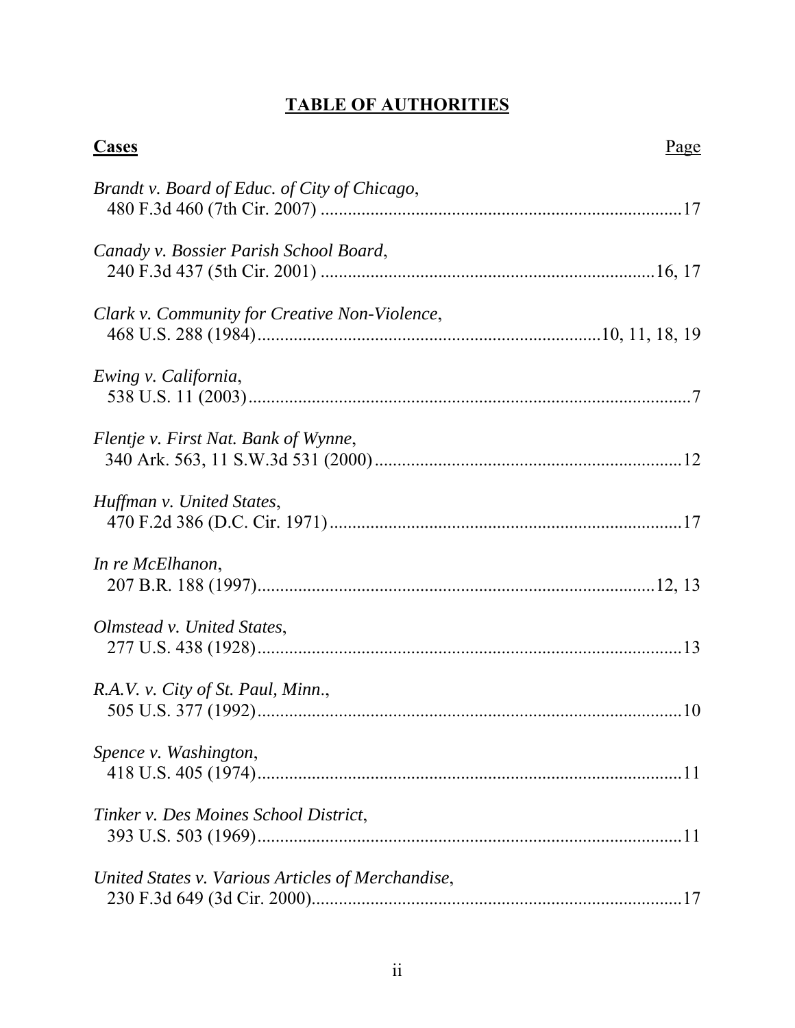# **TABLE OF AUTHORITIES**

**Cases** Page

*Brandt v. Board of Educ. of City of Chicago*,
480 F.3d 460 (7th Cir. 2007) ...............................................................................17

*Canady v. Bossier Parish School Board*,
240 F.3d 437 (5th Cir. 2001) .........................................................................16, 17

*Clark v. Community for Creative Non-Violence*,
468 U.S. 288 (1984)...........................................................................10, 11, 18, 19

*Ewing v. California*,
538 U.S. 11 (2003).................................................................................................7

*Flentje v. First Nat. Bank of Wynne*,
340 Ark. 563, 11 S.W.3d 531 (2000)...................................................................12

*Huffman v. United States*,
470 F.2d 386 (D.C. Cir. 1971).............................................................................17

*In re McElhanon*,
207 B.R. 188 (1997).........................................................................................12, 13

*Olmstead v. United States*,
277 U.S. 438 (1928)..............................................................................................13

*R.A.V. v. City of St. Paul, Minn.*,
505 U.S. 377 (1992)..............................................................................................10

*Spence v. Washington*,
418 U.S. 405 (1974)..............................................................................................11

*Tinker v. Des Moines School District*,
393 U.S. 503 (1969)..............................................................................................11

*United States v. Various Articles of Merchandise*,
230 F.3d 649 (3d Cir. 2000).................................................................................17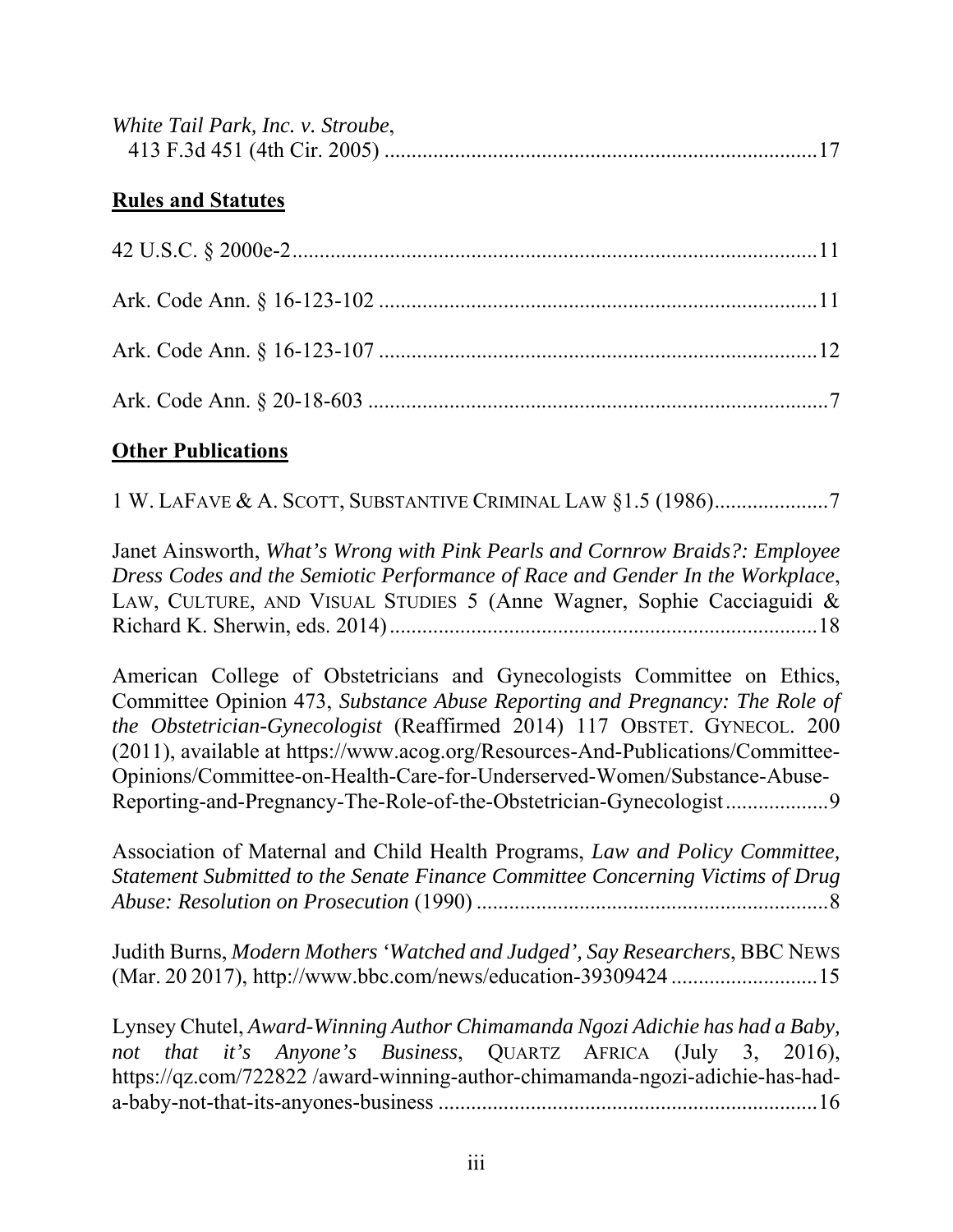*White Tail Park, Inc. v. Stroube*,
413 F.3d 451 (4th Cir. 2005) ................................................................................17

**Rules and Statutes**

42 U.S.C. § 2000e-2.................................................................................................11

Ark. Code Ann. § 16-123-102 .................................................................................11

Ark. Code Ann. § 16-123-107 .................................................................................12

Ark. Code Ann. § 20-18-603 .....................................................................................7

**Other Publications**

1 W. LaFave & A. Scott, Substantive Criminal Law §1.5 (1986).....................7

Janet Ainsworth, *What's Wrong with Pink Pearls and Cornrow Braids?: Employee Dress Codes and the Semiotic Performance of Race and Gender In the Workplace*, Law, Culture, and Visual Studies 5 (Anne Wagner, Sophie Cacciaguidi & Richard K. Sherwin, eds. 2014)...............................................................................18

American College of Obstetricians and Gynecologists Committee on Ethics, Committee Opinion 473, *Substance Abuse Reporting and Pregnancy: The Role of the Obstetrician-Gynecologist* (Reaffirmed 2014) 117 Obstet. Gynecol. 200 (2011), available at https://www.acog.org/Resources-And-Publications/Committee-Opinions/Committee-on-Health-Care-for-Underserved-Women/Substance-Abuse-Reporting-and-Pregnancy-The-Role-of-the-Obstetrician-Gynecologist...................9

Association of Maternal and Child Health Programs, *Law and Policy Committee, Statement Submitted to the Senate Finance Committee Concerning Victims of Drug Abuse: Resolution on Prosecution* (1990) .................................................................8

Judith Burns, *Modern Mothers 'Watched and Judged', Say Researchers*, BBC News (Mar. 20 2017), http://www.bbc.com/news/education-39309424 ...........................15

Lynsey Chutel, *Award-Winning Author Chimamanda Ngozi Adichie has had a Baby, not that it's Anyone's Business*, Quartz Africa (July 3, 2016), https://qz.com/722822 /award-winning-author-chimamanda-ngozi-adichie-has-had-a-baby-not-that-its-anyones-business ......................................................................16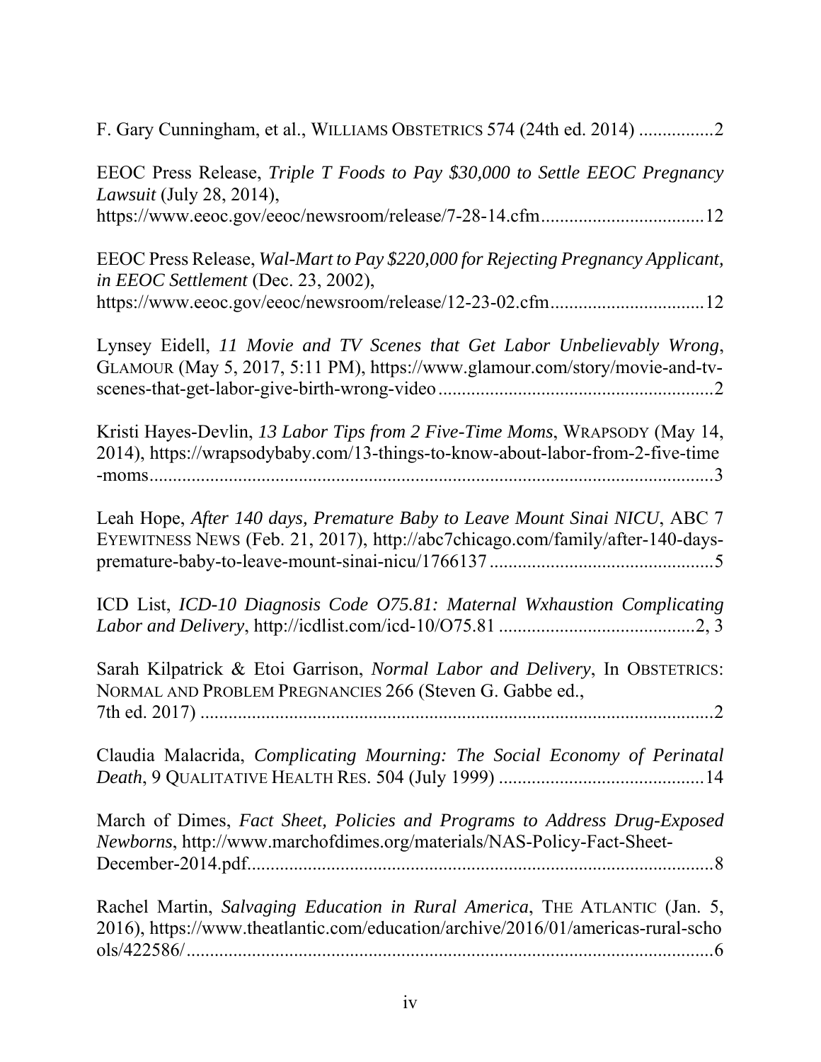F. Gary Cunningham, et al., WILLIAMS OBSTETRICS 574 (24th ed. 2014) ................2

EEOC Press Release, *Triple T Foods to Pay $30,000 to Settle EEOC Pregnancy Lawsuit* (July 28, 2014), https://www.eeoc.gov/eeoc/newsroom/release/7-28-14.cfm...................................12

EEOC Press Release, *Wal-Mart to Pay $220,000 for Rejecting Pregnancy Applicant, in EEOC Settlement* (Dec. 23, 2002), https://www.eeoc.gov/eeoc/newsroom/release/12-23-02.cfm.................................12

Lynsey Eidell, *11 Movie and TV Scenes that Get Labor Unbelievably Wrong*, GLAMOUR (May 5, 2017, 5:11 PM), https://www.glamour.com/story/movie-and-tv-scenes-that-get-labor-give-birth-wrong-video...........................................................2

Kristi Hayes-Devlin, *13 Labor Tips from 2 Five-Time Moms*, WRAPSODY (May 14, 2014), https://wrapsodybaby.com/13-things-to-know-about-labor-from-2-five-time-moms..........................................................................................................3

Leah Hope, *After 140 days, Premature Baby to Leave Mount Sinai NICU*, ABC 7 EYEWITNESS NEWS (Feb. 21, 2017), http://abc7chicago.com/family/after-140-days-premature-baby-to-leave-mount-sinai-nicu/1766137................................................5

ICD List, *ICD-10 Diagnosis Code O75.81: Maternal Wxhaustion Complicating Labor and Delivery*, http://icdlist.com/icd-10/O75.81 ..........................................2, 3

Sarah Kilpatrick & Etoi Garrison, *Normal Labor and Delivery*, In OBSTETRICS: NORMAL AND PROBLEM PREGNANCIES 266 (Steven G. Gabbe ed., 7th ed. 2017) ...............................................................................................................2

Claudia Malacrida, *Complicating Mourning: The Social Economy of Perinatal Death*, 9 QUALITATIVE HEALTH RES. 504 (July 1999) ............................................14

March of Dimes, *Fact Sheet, Policies and Programs to Address Drug-Exposed Newborns*, http://www.marchofdimes.org/materials/NAS-Policy-Fact-Sheet-December-2014.pdf....................................................................................................8

Rachel Martin, *Salvaging Education in Rural America*, THE ATLANTIC (Jan. 5, 2016), https://www.theatlantic.com/education/archive/2016/01/americas-rural-schools/422586/....................................................................................................6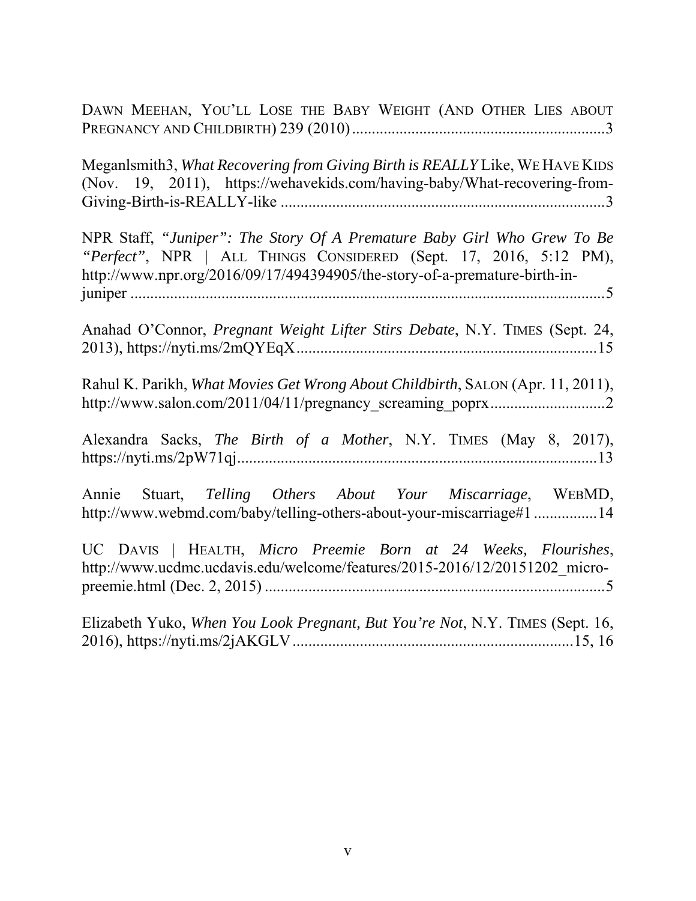DAWN MEEHAN, YOU'LL LOSE THE BABY WEIGHT (AND OTHER LIES ABOUT PREGNANCY AND CHILDBIRTH) 239 (2010) ................................................................3

Meganlsmith3, *What Recovering from Giving Birth is REALLY* Like, WE HAVE KIDS (Nov. 19, 2011), https://wehavekids.com/having-baby/What-recovering-from-Giving-Birth-is-REALLY-like ..................................................................................3

NPR Staff, *"Juniper": The Story Of A Premature Baby Girl Who Grew To Be "Perfect"*, NPR | ALL THINGS CONSIDERED (Sept. 17, 2016, 5:12 PM), http://www.npr.org/2016/09/17/494394905/the-story-of-a-premature-birth-in-juniper ........................................................................................................5

Anahad O'Connor, *Pregnant Weight Lifter Stirs Debate*, N.Y. TIMES (Sept. 24, 2013), https://nyti.ms/2mQYEqX ............................................................................15

Rahul K. Parikh, *What Movies Get Wrong About Childbirth*, SALON (Apr. 11, 2011), http://www.salon.com/2011/04/11/pregnancy_screaming_poprx .............................2

Alexandra Sacks, *The Birth of a Mother*, N.Y. TIMES (May 8, 2017), https://nyti.ms/2pW71qj...........................................................................................13

Annie Stuart, *Telling Others About Your Miscarriage*, WEBMD, http://www.webmd.com/baby/telling-others-about-your-miscarriage#1 ................14

UC DAVIS | HEALTH, *Micro Preemie Born at 24 Weeks, Flourishes*, http://www.ucdmc.ucdavis.edu/welcome/features/2015-2016/12/20151202_micro-preemie.html (Dec. 2, 2015) ......................................................................................5

Elizabeth Yuko, *When You Look Pregnant, But You're Not*, N.Y. TIMES (Sept. 16, 2016), https://nyti.ms/2jAKGLV .......................................................................15, 16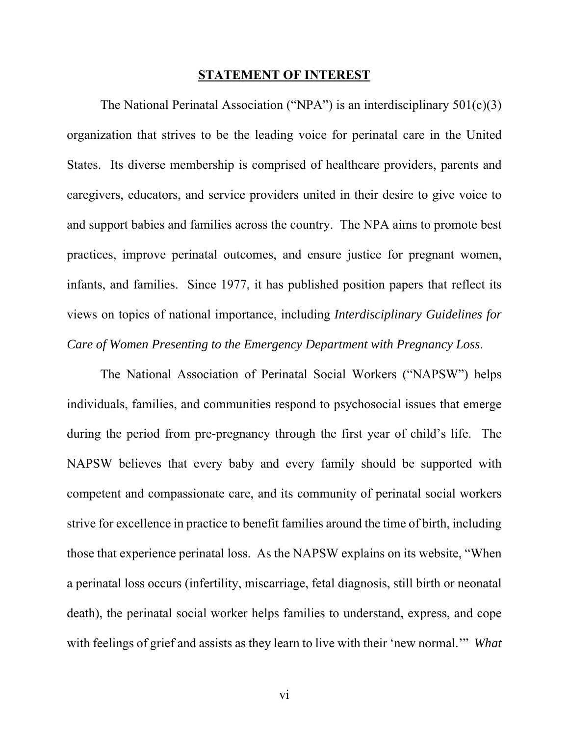## **STATEMENT OF INTEREST**

The National Perinatal Association ("NPA") is an interdisciplinary 501(c)(3) organization that strives to be the leading voice for perinatal care in the United States. Its diverse membership is comprised of healthcare providers, parents and caregivers, educators, and service providers united in their desire to give voice to and support babies and families across the country. The NPA aims to promote best practices, improve perinatal outcomes, and ensure justice for pregnant women, infants, and families. Since 1977, it has published position papers that reflect its views on topics of national importance, including *Interdisciplinary Guidelines for Care of Women Presenting to the Emergency Department with Pregnancy Loss*.

The National Association of Perinatal Social Workers ("NAPSW") helps individuals, families, and communities respond to psychosocial issues that emerge during the period from pre-pregnancy through the first year of child's life. The NAPSW believes that every baby and every family should be supported with competent and compassionate care, and its community of perinatal social workers strive for excellence in practice to benefit families around the time of birth, including those that experience perinatal loss. As the NAPSW explains on its website, "When a perinatal loss occurs (infertility, miscarriage, fetal diagnosis, still birth or neonatal death), the perinatal social worker helps families to understand, express, and cope with feelings of grief and assists as they learn to live with their 'new normal.'" *What*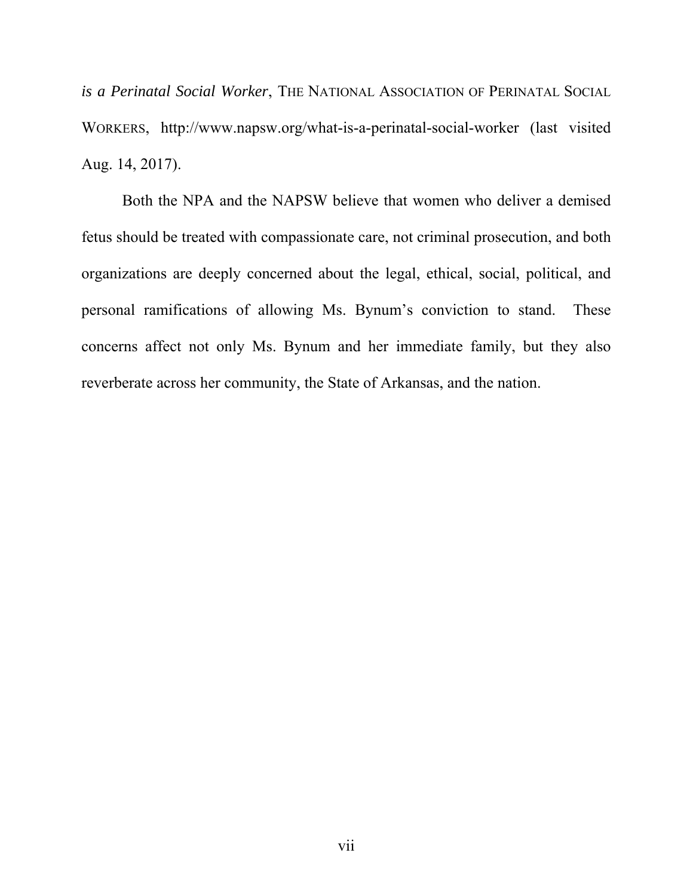*is a Perinatal Social Worker*, THE NATIONAL ASSOCIATION OF PERINATAL SOCIAL WORKERS, http://www.napsw.org/what-is-a-perinatal-social-worker (last visited Aug. 14, 2017).

Both the NPA and the NAPSW believe that women who deliver a demised fetus should be treated with compassionate care, not criminal prosecution, and both organizations are deeply concerned about the legal, ethical, social, political, and personal ramifications of allowing Ms. Bynum's conviction to stand. These concerns affect not only Ms. Bynum and her immediate family, but they also reverberate across her community, the State of Arkansas, and the nation.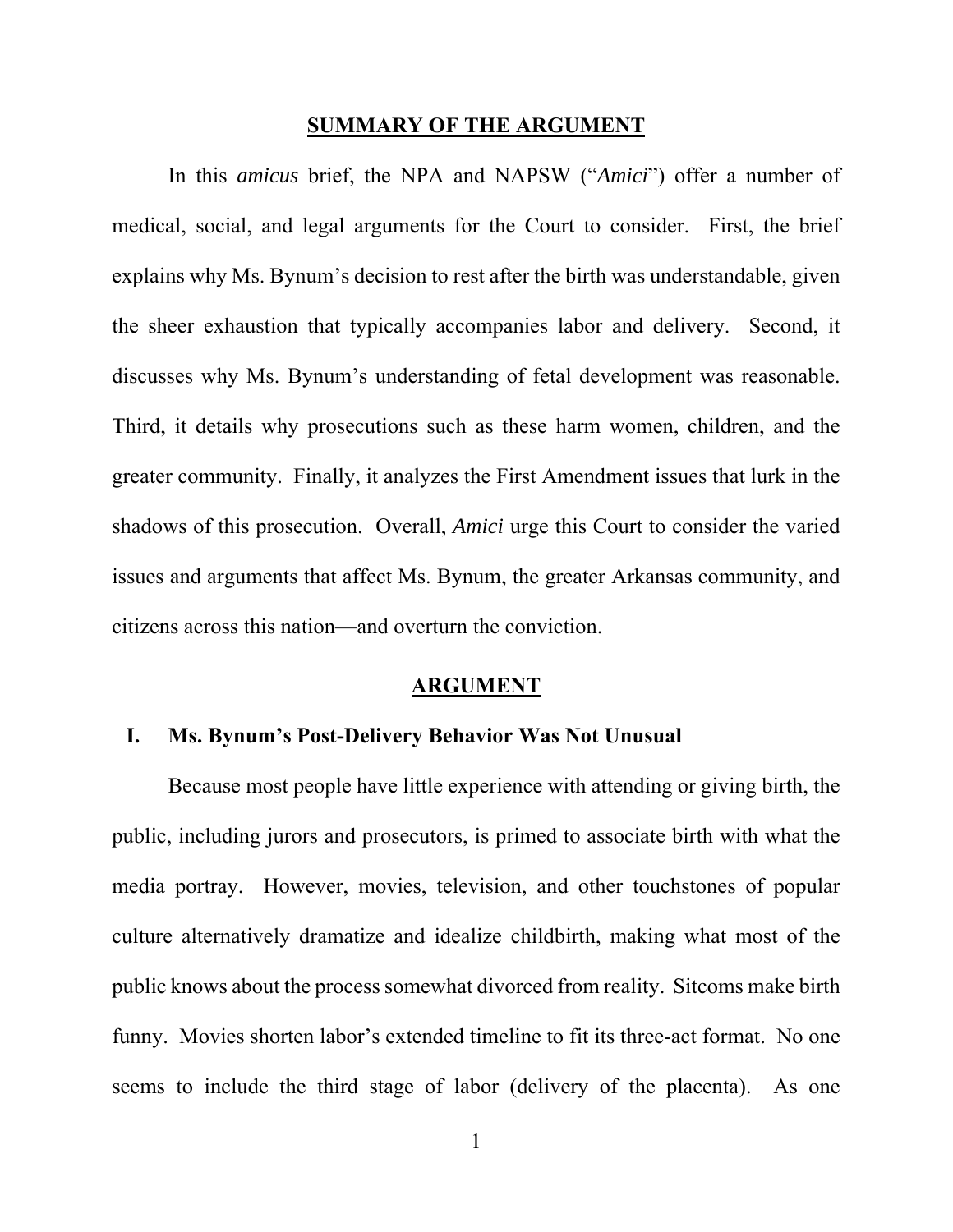## SUMMARY OF THE ARGUMENT

In this *amicus* brief, the NPA and NAPSW ("*Amici*") offer a number of medical, social, and legal arguments for the Court to consider. First, the brief explains why Ms. Bynum's decision to rest after the birth was understandable, given the sheer exhaustion that typically accompanies labor and delivery. Second, it discusses why Ms. Bynum's understanding of fetal development was reasonable. Third, it details why prosecutions such as these harm women, children, and the greater community. Finally, it analyzes the First Amendment issues that lurk in the shadows of this prosecution. Overall, *Amici* urge this Court to consider the varied issues and arguments that affect Ms. Bynum, the greater Arkansas community, and citizens across this nation—and overturn the conviction.

## ARGUMENT

### I. Ms. Bynum's Post-Delivery Behavior Was Not Unusual

Because most people have little experience with attending or giving birth, the public, including jurors and prosecutors, is primed to associate birth with what the media portray. However, movies, television, and other touchstones of popular culture alternatively dramatize and idealize childbirth, making what most of the public knows about the process somewhat divorced from reality. Sitcoms make birth funny. Movies shorten labor's extended timeline to fit its three-act format. No one seems to include the third stage of labor (delivery of the placenta). As one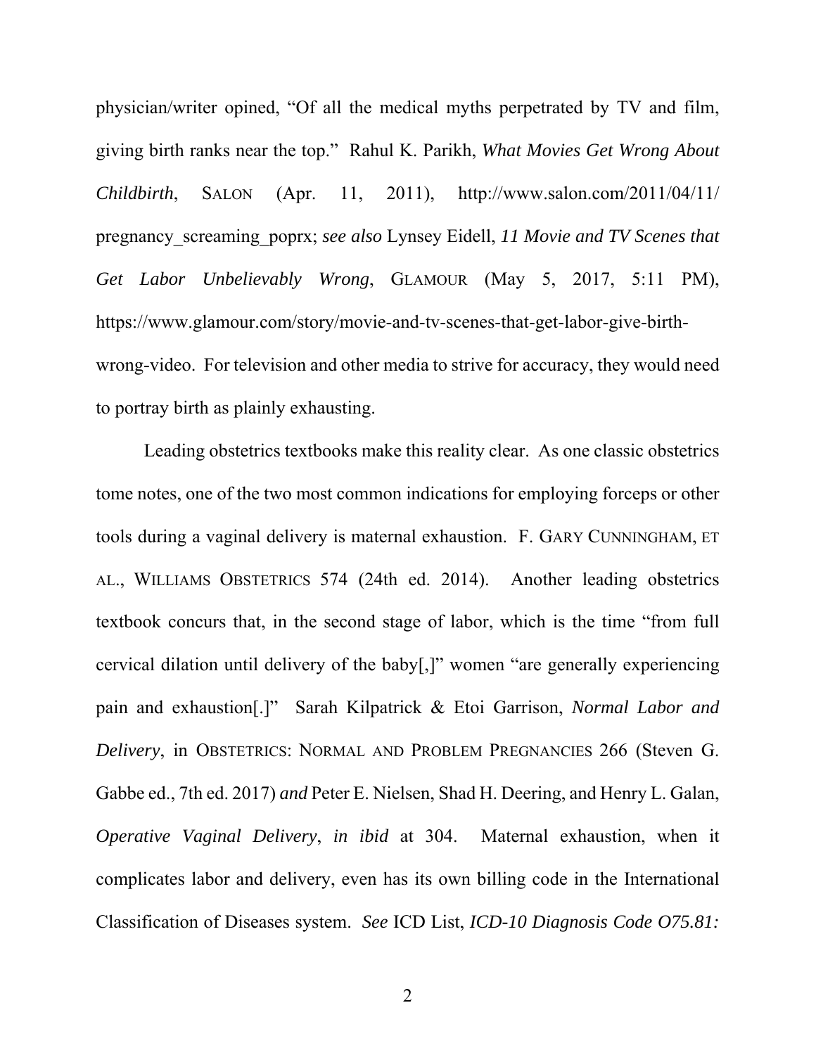physician/writer opined, "Of all the medical myths perpetrated by TV and film, giving birth ranks near the top." Rahul K. Parikh, *What Movies Get Wrong About Childbirth*, SALON (Apr. 11, 2011), http://www.salon.com/2011/04/11/pregnancy_screaming_poprx; *see also* Lynsey Eidell, *11 Movie and TV Scenes that Get Labor Unbelievably Wrong*, GLAMOUR (May 5, 2017, 5:11 PM), https://www.glamour.com/story/movie-and-tv-scenes-that-get-labor-give-birth-wrong-video. For television and other media to strive for accuracy, they would need to portray birth as plainly exhausting.

Leading obstetrics textbooks make this reality clear. As one classic obstetrics tome notes, one of the two most common indications for employing forceps or other tools during a vaginal delivery is maternal exhaustion. F. GARY CUNNINGHAM, ET AL., WILLIAMS OBSTETRICS 574 (24th ed. 2014). Another leading obstetrics textbook concurs that, in the second stage of labor, which is the time "from full cervical dilation until delivery of the baby[,]" women "are generally experiencing pain and exhaustion[.]" Sarah Kilpatrick & Etoi Garrison, *Normal Labor and Delivery*, in OBSTETRICS: NORMAL AND PROBLEM PREGNANCIES 266 (Steven G. Gabbe ed., 7th ed. 2017) *and* Peter E. Nielsen, Shad H. Deering, and Henry L. Galan, *Operative Vaginal Delivery*, *in ibid* at 304. Maternal exhaustion, when it complicates labor and delivery, even has its own billing code in the International Classification of Diseases system. *See* ICD List, *ICD-10 Diagnosis Code O75.81:*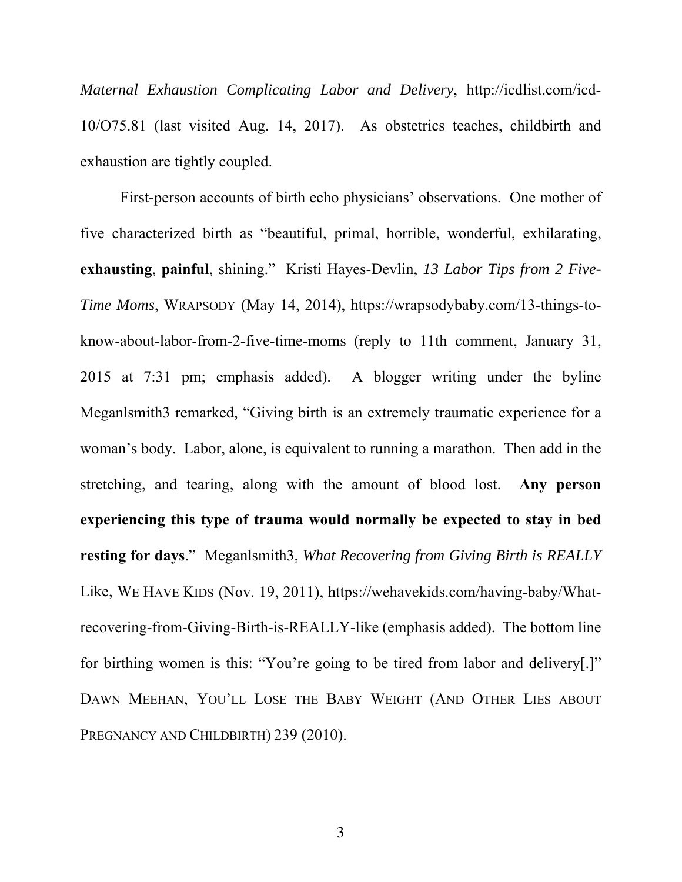*Maternal Exhaustion Complicating Labor and Delivery*, http://icdlist.com/icd-10/O75.81 (last visited Aug. 14, 2017). As obstetrics teaches, childbirth and exhaustion are tightly coupled.

First-person accounts of birth echo physicians' observations. One mother of five characterized birth as "beautiful, primal, horrible, wonderful, exhilarating, **exhausting**, **painful**, shining." Kristi Hayes-Devlin, *13 Labor Tips from 2 Five-Time Moms*, WRAPSODY (May 14, 2014), https://wrapsodybaby.com/13-things-to-know-about-labor-from-2-five-time-moms (reply to 11th comment, January 31, 2015 at 7:31 pm; emphasis added). A blogger writing under the byline Meganlsmith3 remarked, "Giving birth is an extremely traumatic experience for a woman's body. Labor, alone, is equivalent to running a marathon. Then add in the stretching, and tearing, along with the amount of blood lost. **Any person experiencing this type of trauma would normally be expected to stay in bed resting for days**." Meganlsmith3, *What Recovering from Giving Birth is REALLY* Like, WE HAVE KIDS (Nov. 19, 2011), https://wehavekids.com/having-baby/What-recovering-from-Giving-Birth-is-REALLY-like (emphasis added). The bottom line for birthing women is this: "You're going to be tired from labor and delivery[.]" DAWN MEEHAN, YOU'LL LOSE THE BABY WEIGHT (AND OTHER LIES ABOUT PREGNANCY AND CHILDBIRTH) 239 (2010).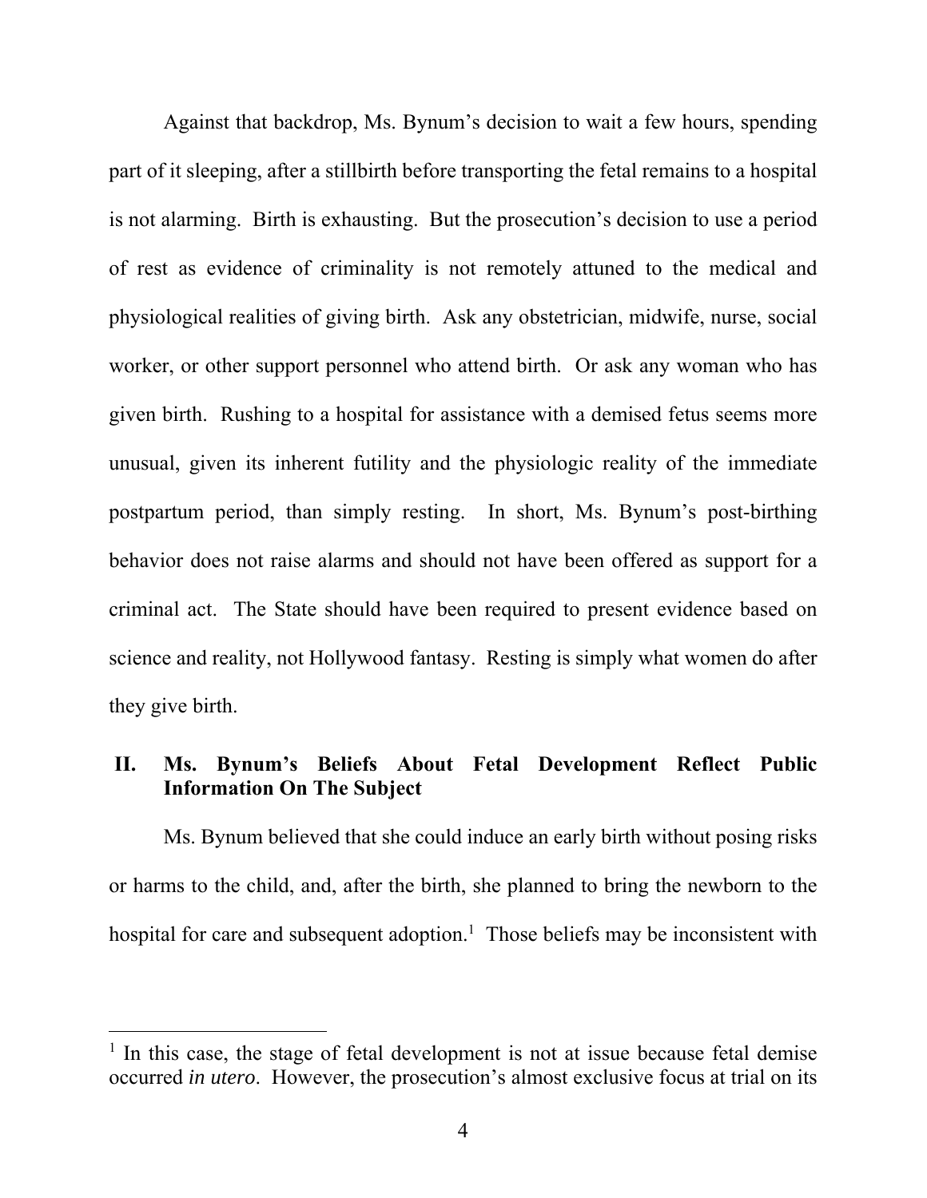Against that backdrop, Ms. Bynum's decision to wait a few hours, spending part of it sleeping, after a stillbirth before transporting the fetal remains to a hospital is not alarming. Birth is exhausting. But the prosecution's decision to use a period of rest as evidence of criminality is not remotely attuned to the medical and physiological realities of giving birth. Ask any obstetrician, midwife, nurse, social worker, or other support personnel who attend birth. Or ask any woman who has given birth. Rushing to a hospital for assistance with a demised fetus seems more unusual, given its inherent futility and the physiologic reality of the immediate postpartum period, than simply resting. In short, Ms. Bynum's post-birthing behavior does not raise alarms and should not have been offered as support for a criminal act. The State should have been required to present evidence based on science and reality, not Hollywood fantasy. Resting is simply what women do after they give birth.

## II. Ms. Bynum's Beliefs About Fetal Development Reflect Public Information On The Subject

Ms. Bynum believed that she could induce an early birth without posing risks or harms to the child, and, after the birth, she planned to bring the newborn to the hospital for care and subsequent adoption.[1] Those beliefs may be inconsistent with

---

[1] In this case, the stage of fetal development is not at issue because fetal demise occurred *in utero*. However, the prosecution's almost exclusive focus at trial on its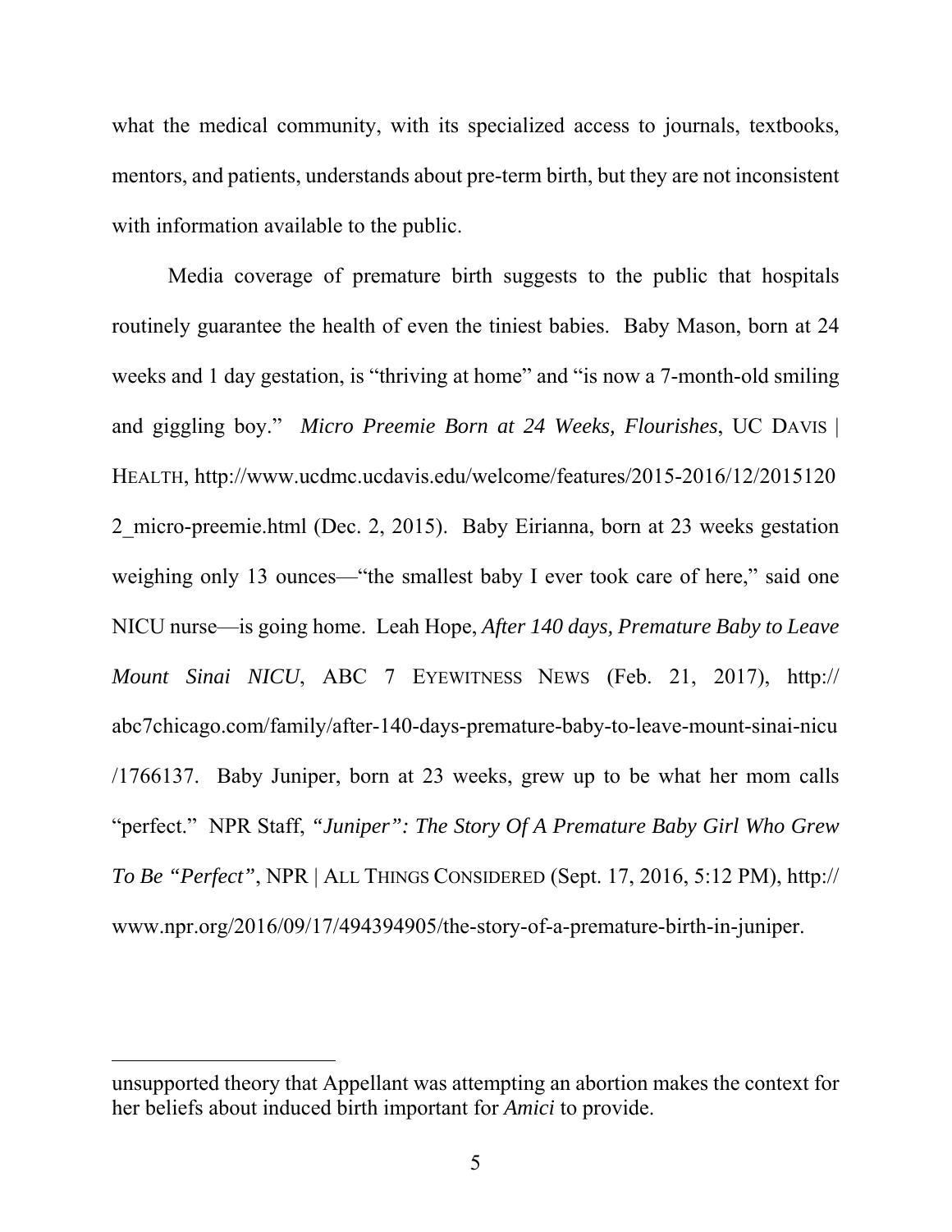what the medical community, with its specialized access to journals, textbooks, mentors, and patients, understands about pre-term birth, but they are not inconsistent with information available to the public.

Media coverage of premature birth suggests to the public that hospitals routinely guarantee the health of even the tiniest babies. Baby Mason, born at 24 weeks and 1 day gestation, is "thriving at home" and "is now a 7-month-old smiling and giggling boy." *Micro Preemie Born at 24 Weeks, Flourishes*, UC DAVIS | HEALTH, http://www.ucdmc.ucdavis.edu/welcome/features/2015-2016/12/20151202_micro-preemie.html (Dec. 2, 2015). Baby Eirianna, born at 23 weeks gestation weighing only 13 ounces—"the smallest baby I ever took care of here," said one NICU nurse—is going home. Leah Hope, *After 140 days, Premature Baby to Leave Mount Sinai NICU*, ABC 7 EYEWITNESS NEWS (Feb. 21, 2017), http://abc7chicago.com/family/after-140-days-premature-baby-to-leave-mount-sinai-nicu/1766137. Baby Juniper, born at 23 weeks, grew up to be what her mom calls "perfect." NPR Staff, *"Juniper": The Story Of A Premature Baby Girl Who Grew To Be "Perfect"*, NPR | ALL THINGS CONSIDERED (Sept. 17, 2016, 5:12 PM), http://www.npr.org/2016/09/17/494394905/the-story-of-a-premature-birth-in-juniper.

---

unsupported theory that Appellant was attempting an abortion makes the context for her beliefs about induced birth important for *Amici* to provide.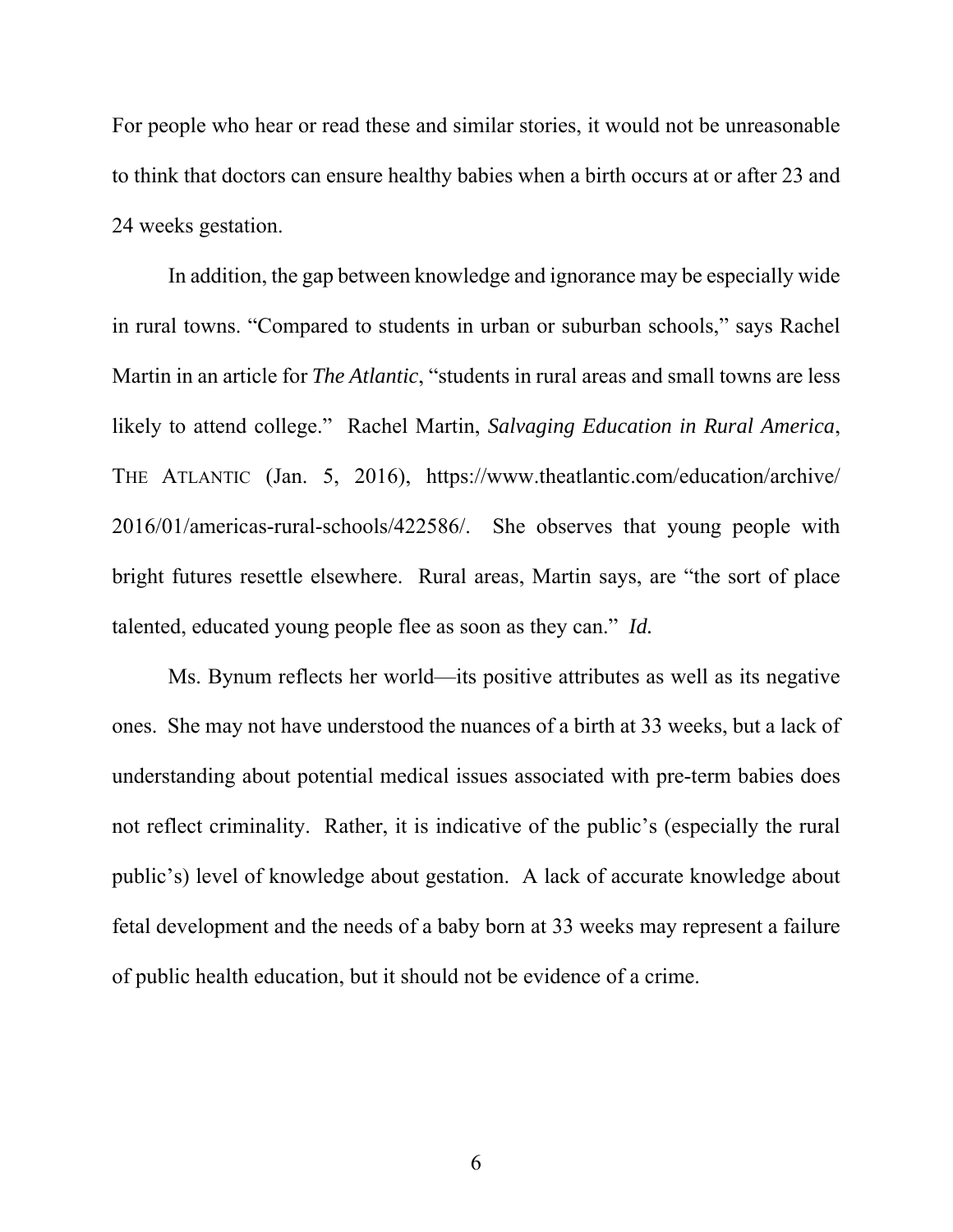For people who hear or read these and similar stories, it would not be unreasonable to think that doctors can ensure healthy babies when a birth occurs at or after 23 and 24 weeks gestation.

In addition, the gap between knowledge and ignorance may be especially wide in rural towns. "Compared to students in urban or suburban schools," says Rachel Martin in an article for *The Atlantic*, "students in rural areas and small towns are less likely to attend college." Rachel Martin, *Salvaging Education in Rural America*, THE ATLANTIC (Jan. 5, 2016), https://www.theatlantic.com/education/archive/2016/01/americas-rural-schools/422586/. She observes that young people with bright futures resettle elsewhere. Rural areas, Martin says, are "the sort of place talented, educated young people flee as soon as they can." *Id.*

Ms. Bynum reflects her world—its positive attributes as well as its negative ones. She may not have understood the nuances of a birth at 33 weeks, but a lack of understanding about potential medical issues associated with pre-term babies does not reflect criminality. Rather, it is indicative of the public's (especially the rural public's) level of knowledge about gestation. A lack of accurate knowledge about fetal development and the needs of a baby born at 33 weeks may represent a failure of public health education, but it should not be evidence of a crime.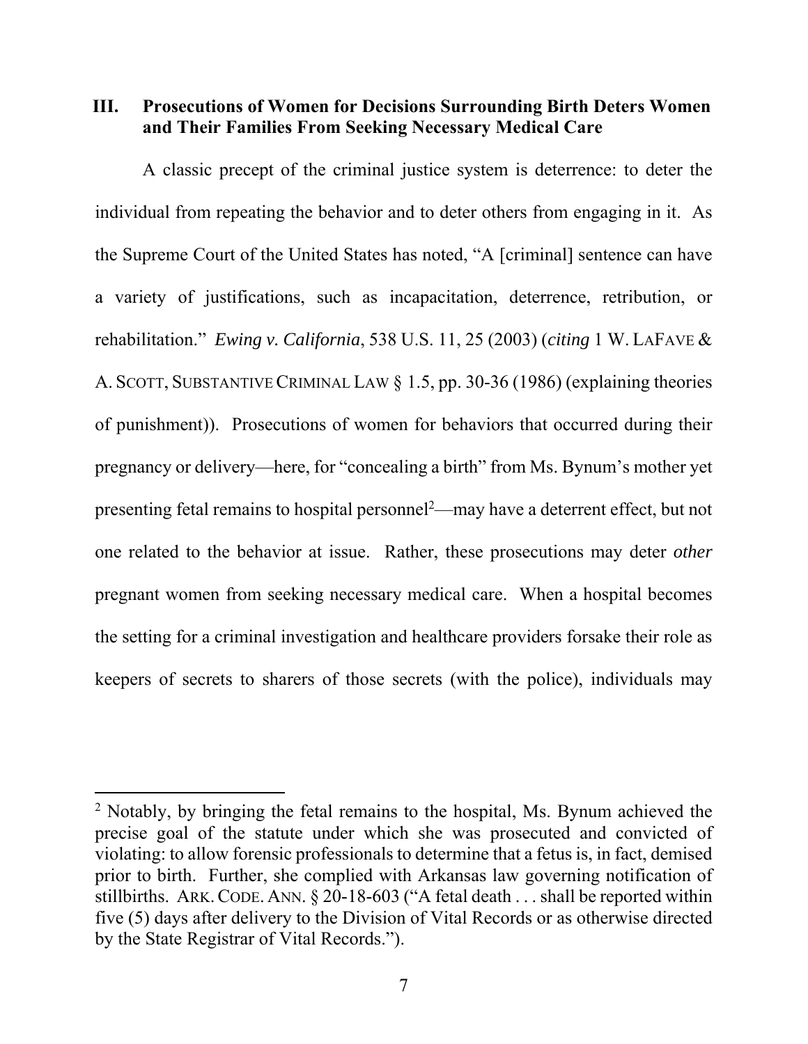## III. Prosecutions of Women for Decisions Surrounding Birth Deters Women and Their Families From Seeking Necessary Medical Care

A classic precept of the criminal justice system is deterrence: to deter the individual from repeating the behavior and to deter others from engaging in it. As the Supreme Court of the United States has noted, "A [criminal] sentence can have a variety of justifications, such as incapacitation, deterrence, retribution, or rehabilitation." *Ewing v. California*, 538 U.S. 11, 25 (2003) (*citing* 1 W. LAFAVE & A. SCOTT, SUBSTANTIVE CRIMINAL LAW § 1.5, pp. 30-36 (1986) (explaining theories of punishment)). Prosecutions of women for behaviors that occurred during their pregnancy or delivery—here, for "concealing a birth" from Ms. Bynum's mother yet presenting fetal remains to hospital personnel[2]—may have a deterrent effect, but not one related to the behavior at issue. Rather, these prosecutions may deter *other* pregnant women from seeking necessary medical care. When a hospital becomes the setting for a criminal investigation and healthcare providers forsake their role as keepers of secrets to sharers of those secrets (with the police), individuals may

---

[2] Notably, by bringing the fetal remains to the hospital, Ms. Bynum achieved the precise goal of the statute under which she was prosecuted and convicted of violating: to allow forensic professionals to determine that a fetus is, in fact, demised prior to birth. Further, she complied with Arkansas law governing notification of stillbirths. ARK. CODE. ANN. § 20-18-603 ("A fetal death . . . shall be reported within five (5) days after delivery to the Division of Vital Records or as otherwise directed by the State Registrar of Vital Records.").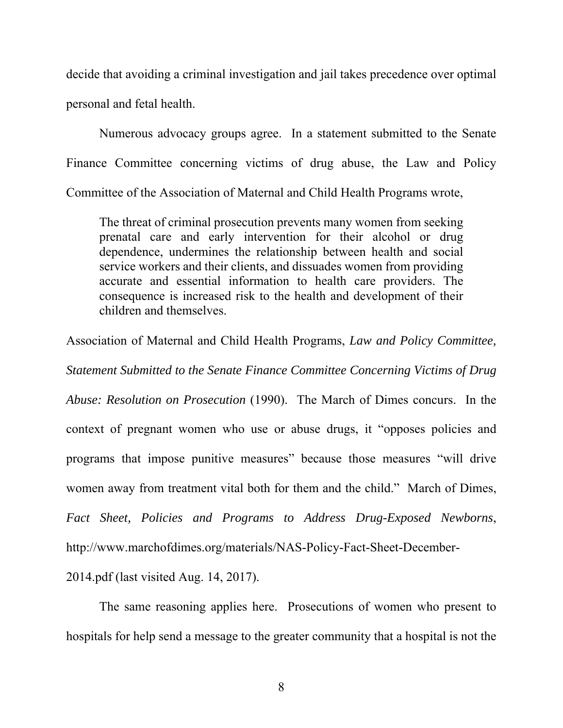decide that avoiding a criminal investigation and jail takes precedence over optimal personal and fetal health.

Numerous advocacy groups agree. In a statement submitted to the Senate Finance Committee concerning victims of drug abuse, the Law and Policy Committee of the Association of Maternal and Child Health Programs wrote,

> The threat of criminal prosecution prevents many women from seeking prenatal care and early intervention for their alcohol or drug dependence, undermines the relationship between health and social service workers and their clients, and dissuades women from providing accurate and essential information to health care providers. The consequence is increased risk to the health and development of their children and themselves.

Association of Maternal and Child Health Programs, *Law and Policy Committee, Statement Submitted to the Senate Finance Committee Concerning Victims of Drug Abuse: Resolution on Prosecution* (1990). The March of Dimes concurs. In the context of pregnant women who use or abuse drugs, it "opposes policies and programs that impose punitive measures" because those measures "will drive women away from treatment vital both for them and the child." March of Dimes, *Fact Sheet, Policies and Programs to Address Drug-Exposed Newborns*, http://www.marchofdimes.org/materials/NAS-Policy-Fact-Sheet-December-2014.pdf (last visited Aug. 14, 2017).

The same reasoning applies here. Prosecutions of women who present to hospitals for help send a message to the greater community that a hospital is not the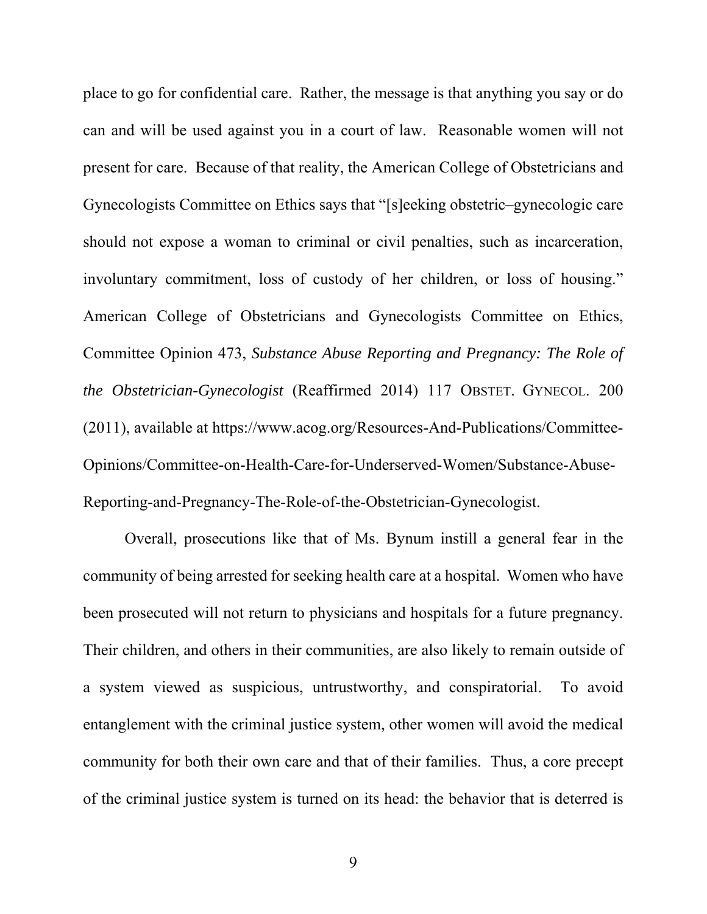place to go for confidential care. Rather, the message is that anything you say or do can and will be used against you in a court of law. Reasonable women will not present for care. Because of that reality, the American College of Obstetricians and Gynecologists Committee on Ethics says that "[s]eeking obstetric–gynecologic care should not expose a woman to criminal or civil penalties, such as incarceration, involuntary commitment, loss of custody of her children, or loss of housing." American College of Obstetricians and Gynecologists Committee on Ethics, Committee Opinion 473, *Substance Abuse Reporting and Pregnancy: The Role of the Obstetrician-Gynecologist* (Reaffirmed 2014) 117 OBSTET. GYNECOL. 200 (2011), available at https://www.acog.org/Resources-And-Publications/Committee-Opinions/Committee-on-Health-Care-for-Underserved-Women/Substance-Abuse-Reporting-and-Pregnancy-The-Role-of-the-Obstetrician-Gynecologist.

Overall, prosecutions like that of Ms. Bynum instill a general fear in the community of being arrested for seeking health care at a hospital. Women who have been prosecuted will not return to physicians and hospitals for a future pregnancy. Their children, and others in their communities, are also likely to remain outside of a system viewed as suspicious, untrustworthy, and conspiratorial. To avoid entanglement with the criminal justice system, other women will avoid the medical community for both their own care and that of their families. Thus, a core precept of the criminal justice system is turned on its head: the behavior that is deterred is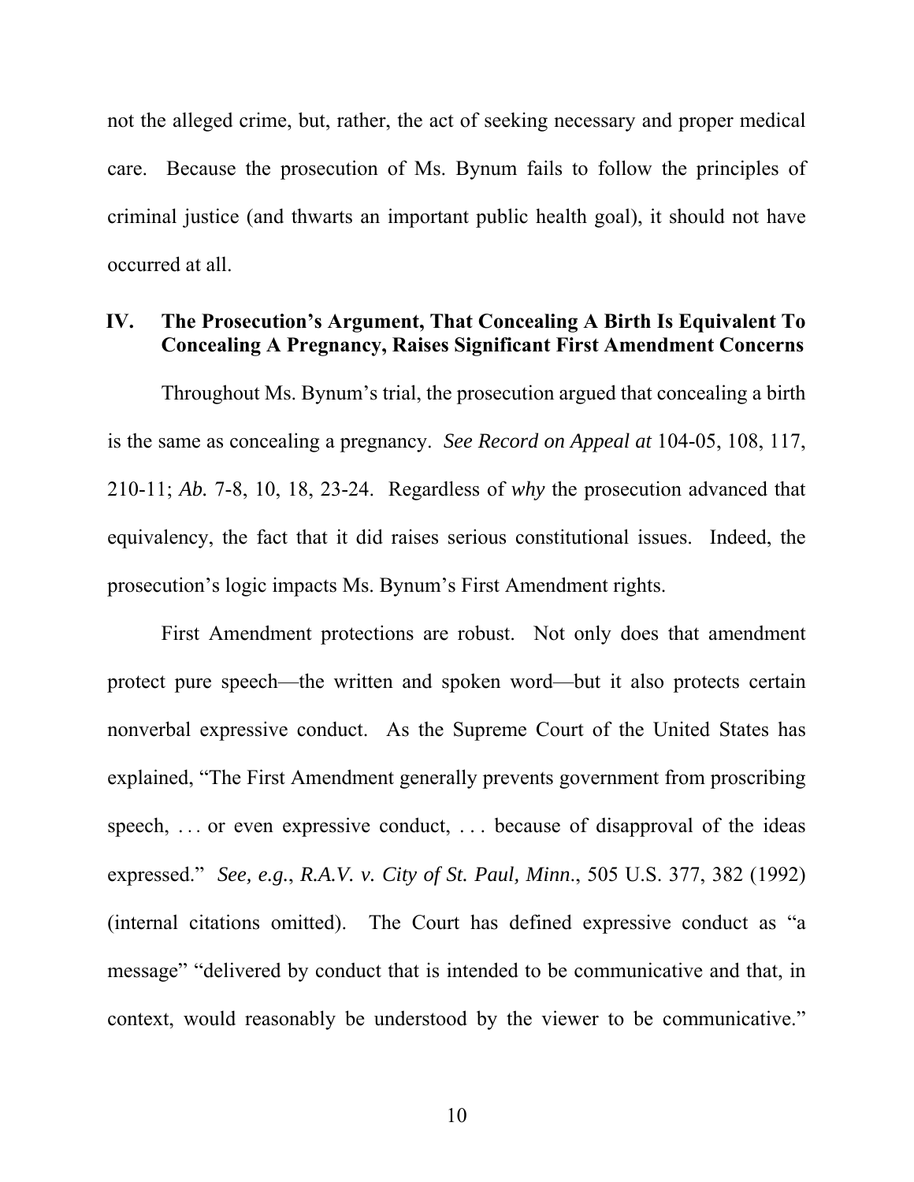not the alleged crime, but, rather, the act of seeking necessary and proper medical care. Because the prosecution of Ms. Bynum fails to follow the principles of criminal justice (and thwarts an important public health goal), it should not have occurred at all.

## IV. The Prosecution's Argument, That Concealing A Birth Is Equivalent To Concealing A Pregnancy, Raises Significant First Amendment Concerns

Throughout Ms. Bynum's trial, the prosecution argued that concealing a birth is the same as concealing a pregnancy. *See Record on Appeal at* 104-05, 108, 117, 210-11; *Ab.* 7-8, 10, 18, 23-24. Regardless of *why* the prosecution advanced that equivalency, the fact that it did raises serious constitutional issues. Indeed, the prosecution's logic impacts Ms. Bynum's First Amendment rights.

First Amendment protections are robust. Not only does that amendment protect pure speech—the written and spoken word—but it also protects certain nonverbal expressive conduct. As the Supreme Court of the United States has explained, "The First Amendment generally prevents government from proscribing speech, . . . or even expressive conduct, . . . because of disapproval of the ideas expressed." *See, e.g.*, *R.A.V. v. City of St. Paul, Minn*., 505 U.S. 377, 382 (1992) (internal citations omitted). The Court has defined expressive conduct as "a message" "delivered by conduct that is intended to be communicative and that, in context, would reasonably be understood by the viewer to be communicative."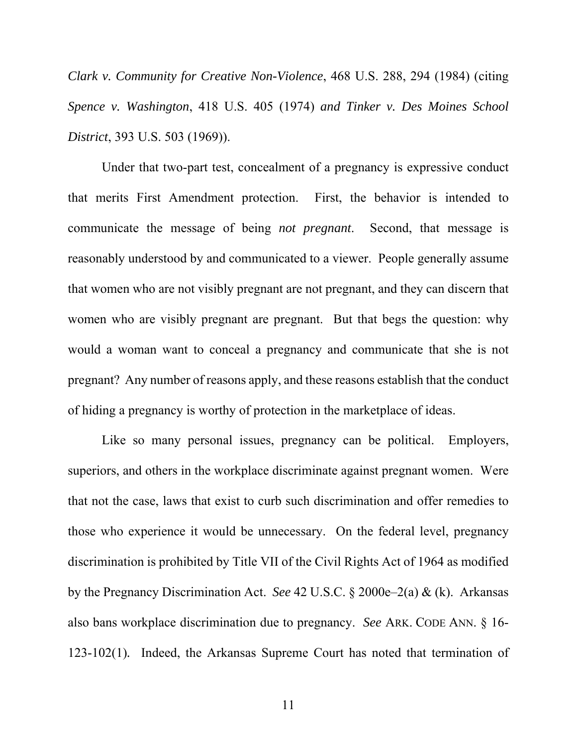*Clark v. Community for Creative Non-Violence*, 468 U.S. 288, 294 (1984) (citing *Spence v. Washington*, 418 U.S. 405 (1974) *and Tinker v. Des Moines School District*, 393 U.S. 503 (1969)).

Under that two-part test, concealment of a pregnancy is expressive conduct that merits First Amendment protection. First, the behavior is intended to communicate the message of being *not pregnant*. Second, that message is reasonably understood by and communicated to a viewer. People generally assume that women who are not visibly pregnant are not pregnant, and they can discern that women who are visibly pregnant are pregnant. But that begs the question: why would a woman want to conceal a pregnancy and communicate that she is not pregnant? Any number of reasons apply, and these reasons establish that the conduct of hiding a pregnancy is worthy of protection in the marketplace of ideas.

Like so many personal issues, pregnancy can be political. Employers, superiors, and others in the workplace discriminate against pregnant women. Were that not the case, laws that exist to curb such discrimination and offer remedies to those who experience it would be unnecessary. On the federal level, pregnancy discrimination is prohibited by Title VII of the Civil Rights Act of 1964 as modified by the Pregnancy Discrimination Act. *See* 42 U.S.C. § 2000e–2(a) & (k). Arkansas also bans workplace discrimination due to pregnancy. *See* ARK. CODE ANN. § 16-123-102(1). Indeed, the Arkansas Supreme Court has noted that termination of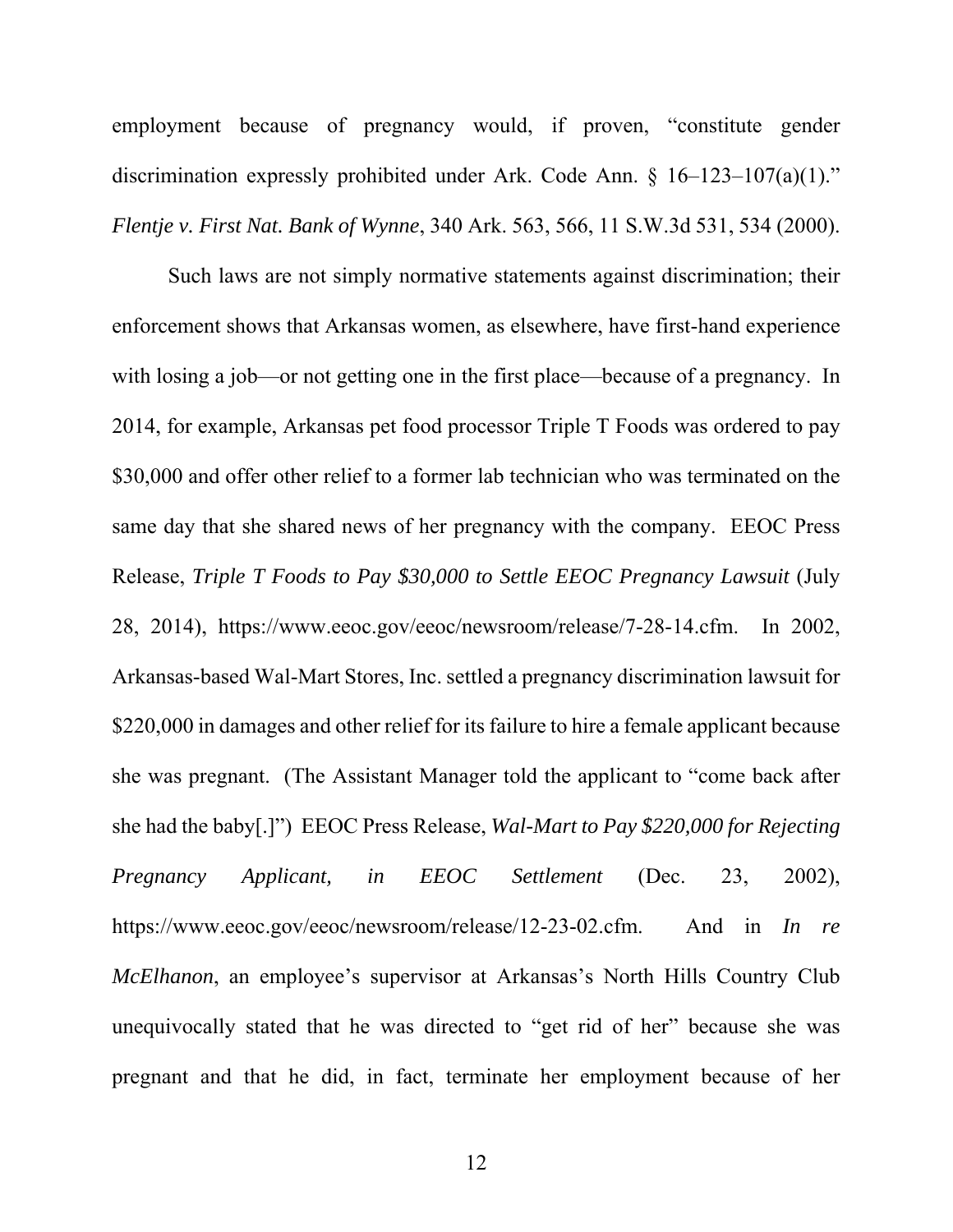employment because of pregnancy would, if proven, "constitute gender discrimination expressly prohibited under Ark. Code Ann. § 16–123–107(a)(1)." *Flentje v. First Nat. Bank of Wynne*, 340 Ark. 563, 566, 11 S.W.3d 531, 534 (2000).

Such laws are not simply normative statements against discrimination; their enforcement shows that Arkansas women, as elsewhere, have first-hand experience with losing a job—or not getting one in the first place—because of a pregnancy. In 2014, for example, Arkansas pet food processor Triple T Foods was ordered to pay $30,000 and offer other relief to a former lab technician who was terminated on the same day that she shared news of her pregnancy with the company. EEOC Press Release, *Triple T Foods to Pay $30,000 to Settle EEOC Pregnancy Lawsuit* (July 28, 2014), https://www.eeoc.gov/eeoc/newsroom/release/7-28-14.cfm. In 2002, Arkansas-based Wal-Mart Stores, Inc. settled a pregnancy discrimination lawsuit for $220,000 in damages and other relief for its failure to hire a female applicant because she was pregnant. (The Assistant Manager told the applicant to "come back after she had the baby[.]") EEOC Press Release, *Wal-Mart to Pay $220,000 for Rejecting Pregnancy Applicant, in EEOC Settlement* (Dec. 23, 2002), https://www.eeoc.gov/eeoc/newsroom/release/12-23-02.cfm. And in *In re McElhanon*, an employee's supervisor at Arkansas's North Hills Country Club unequivocally stated that he was directed to "get rid of her" because she was pregnant and that he did, in fact, terminate her employment because of her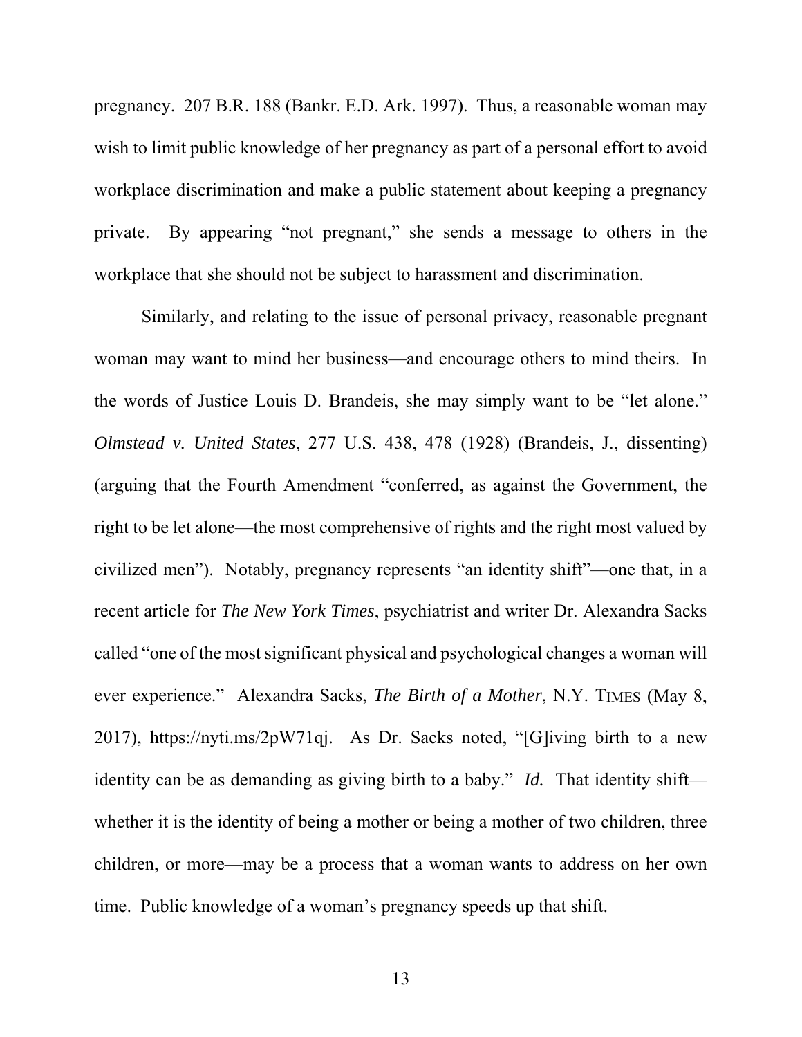pregnancy. 207 B.R. 188 (Bankr. E.D. Ark. 1997). Thus, a reasonable woman may wish to limit public knowledge of her pregnancy as part of a personal effort to avoid workplace discrimination and make a public statement about keeping a pregnancy private. By appearing "not pregnant," she sends a message to others in the workplace that she should not be subject to harassment and discrimination.

Similarly, and relating to the issue of personal privacy, reasonable pregnant woman may want to mind her business—and encourage others to mind theirs. In the words of Justice Louis D. Brandeis, she may simply want to be "let alone." *Olmstead v. United States*, 277 U.S. 438, 478 (1928) (Brandeis, J., dissenting) (arguing that the Fourth Amendment "conferred, as against the Government, the right to be let alone—the most comprehensive of rights and the right most valued by civilized men"). Notably, pregnancy represents "an identity shift"—one that, in a recent article for *The New York Times*, psychiatrist and writer Dr. Alexandra Sacks called "one of the most significant physical and psychological changes a woman will ever experience." Alexandra Sacks, *The Birth of a Mother*, N.Y. TIMES (May 8, 2017), https://nyti.ms/2pW71qj. As Dr. Sacks noted, "[G]iving birth to a new identity can be as demanding as giving birth to a baby." *Id.* That identity shift—whether it is the identity of being a mother or being a mother of two children, three children, or more—may be a process that a woman wants to address on her own time. Public knowledge of a woman's pregnancy speeds up that shift.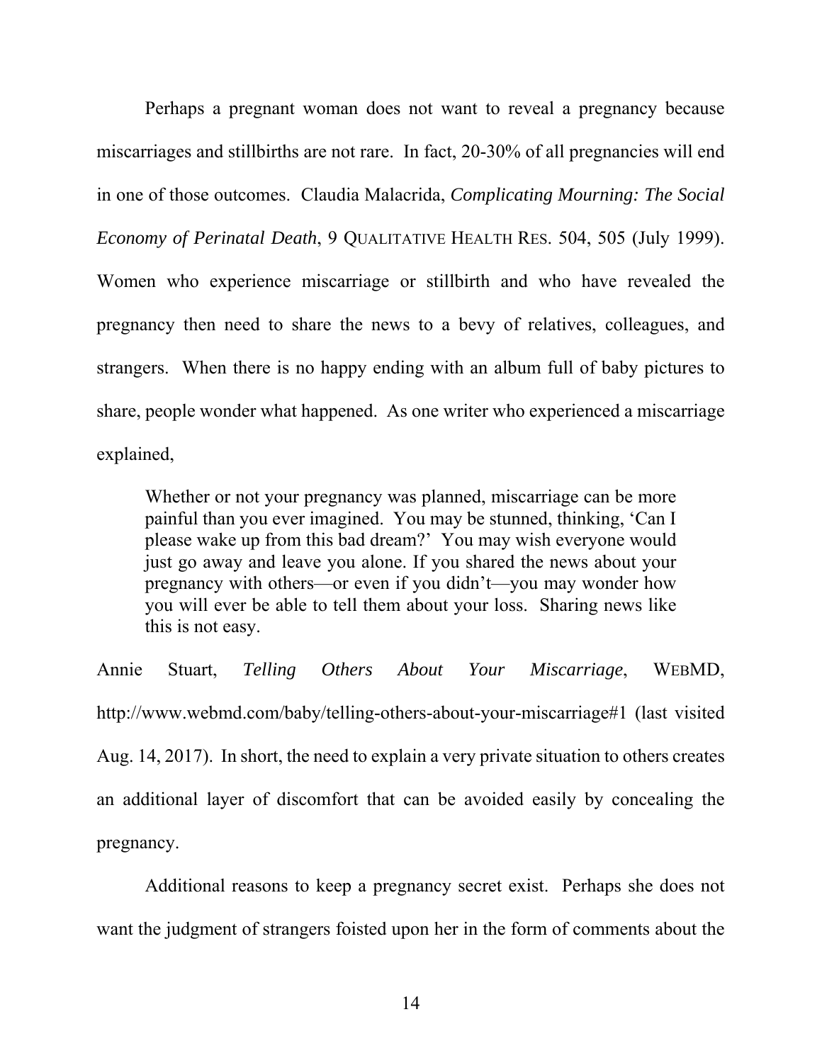Perhaps a pregnant woman does not want to reveal a pregnancy because miscarriages and stillbirths are not rare. In fact, 20-30% of all pregnancies will end in one of those outcomes. Claudia Malacrida, *Complicating Mourning: The Social Economy of Perinatal Death*, 9 QUALITATIVE HEALTH RES. 504, 505 (July 1999). Women who experience miscarriage or stillbirth and who have revealed the pregnancy then need to share the news to a bevy of relatives, colleagues, and strangers. When there is no happy ending with an album full of baby pictures to share, people wonder what happened. As one writer who experienced a miscarriage explained,

> Whether or not your pregnancy was planned, miscarriage can be more painful than you ever imagined. You may be stunned, thinking, 'Can I please wake up from this bad dream?' You may wish everyone would just go away and leave you alone. If you shared the news about your pregnancy with others—or even if you didn't—you may wonder how you will ever be able to tell them about your loss. Sharing news like this is not easy.

Annie Stuart, *Telling Others About Your Miscarriage*, WEBMD, http://www.webmd.com/baby/telling-others-about-your-miscarriage#1 (last visited Aug. 14, 2017). In short, the need to explain a very private situation to others creates an additional layer of discomfort that can be avoided easily by concealing the pregnancy.

Additional reasons to keep a pregnancy secret exist. Perhaps she does not want the judgment of strangers foisted upon her in the form of comments about the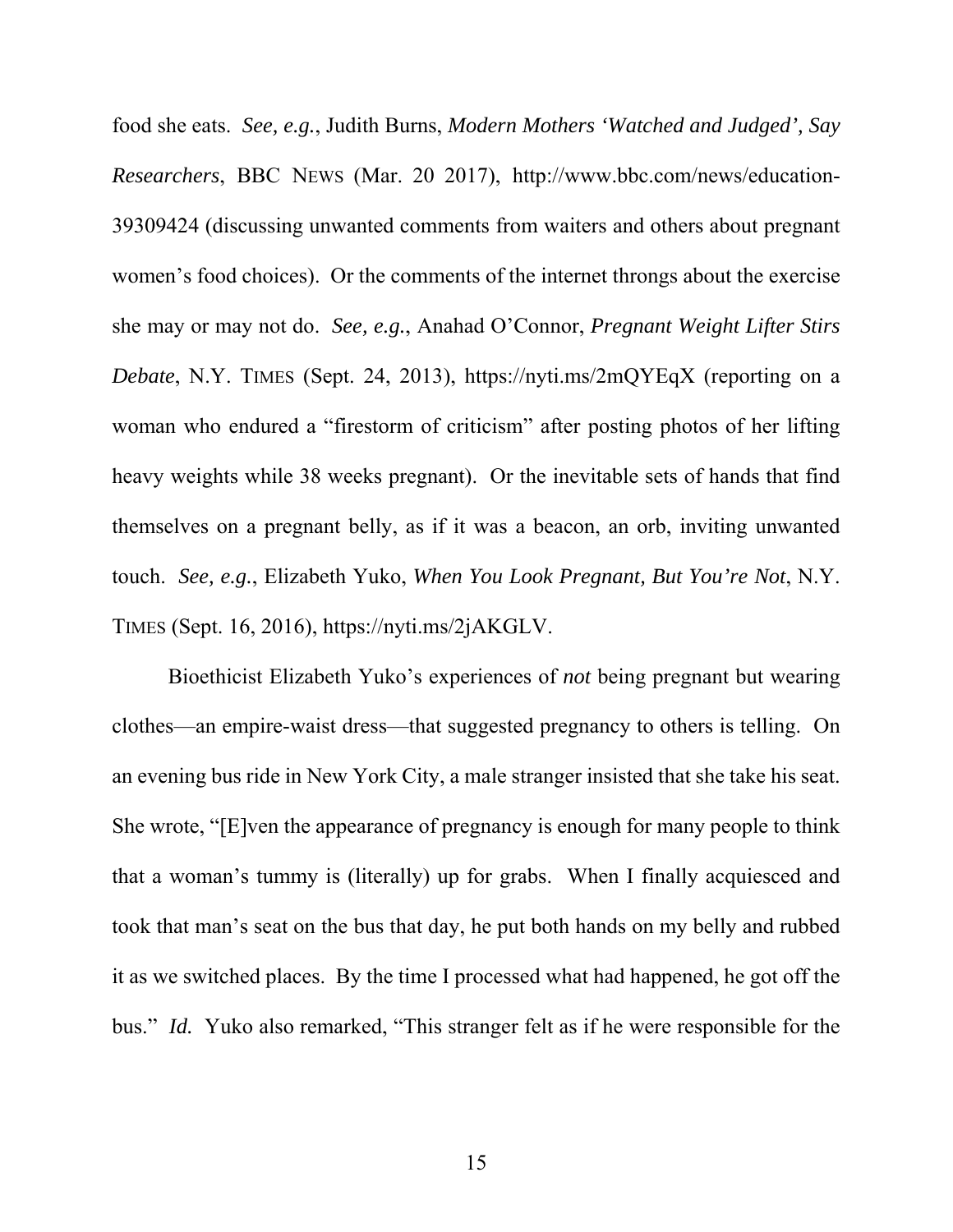food she eats. *See, e.g.*, Judith Burns, *Modern Mothers 'Watched and Judged', Say Researchers*, BBC NEWS (Mar. 20 2017), http://www.bbc.com/news/education-39309424 (discussing unwanted comments from waiters and others about pregnant women's food choices). Or the comments of the internet throngs about the exercise she may or may not do. *See, e.g.*, Anahad O'Connor, *Pregnant Weight Lifter Stirs Debate*, N.Y. TIMES (Sept. 24, 2013), https://nyti.ms/2mQYEqX (reporting on a woman who endured a "firestorm of criticism" after posting photos of her lifting heavy weights while 38 weeks pregnant). Or the inevitable sets of hands that find themselves on a pregnant belly, as if it was a beacon, an orb, inviting unwanted touch. *See, e.g.*, Elizabeth Yuko, *When You Look Pregnant, But You're Not*, N.Y. TIMES (Sept. 16, 2016), https://nyti.ms/2jAKGLV.

Bioethicist Elizabeth Yuko's experiences of *not* being pregnant but wearing clothes—an empire-waist dress—that suggested pregnancy to others is telling. On an evening bus ride in New York City, a male stranger insisted that she take his seat. She wrote, "[E]ven the appearance of pregnancy is enough for many people to think that a woman's tummy is (literally) up for grabs. When I finally acquiesced and took that man's seat on the bus that day, he put both hands on my belly and rubbed it as we switched places. By the time I processed what had happened, he got off the bus." *Id.* Yuko also remarked, "This stranger felt as if he were responsible for the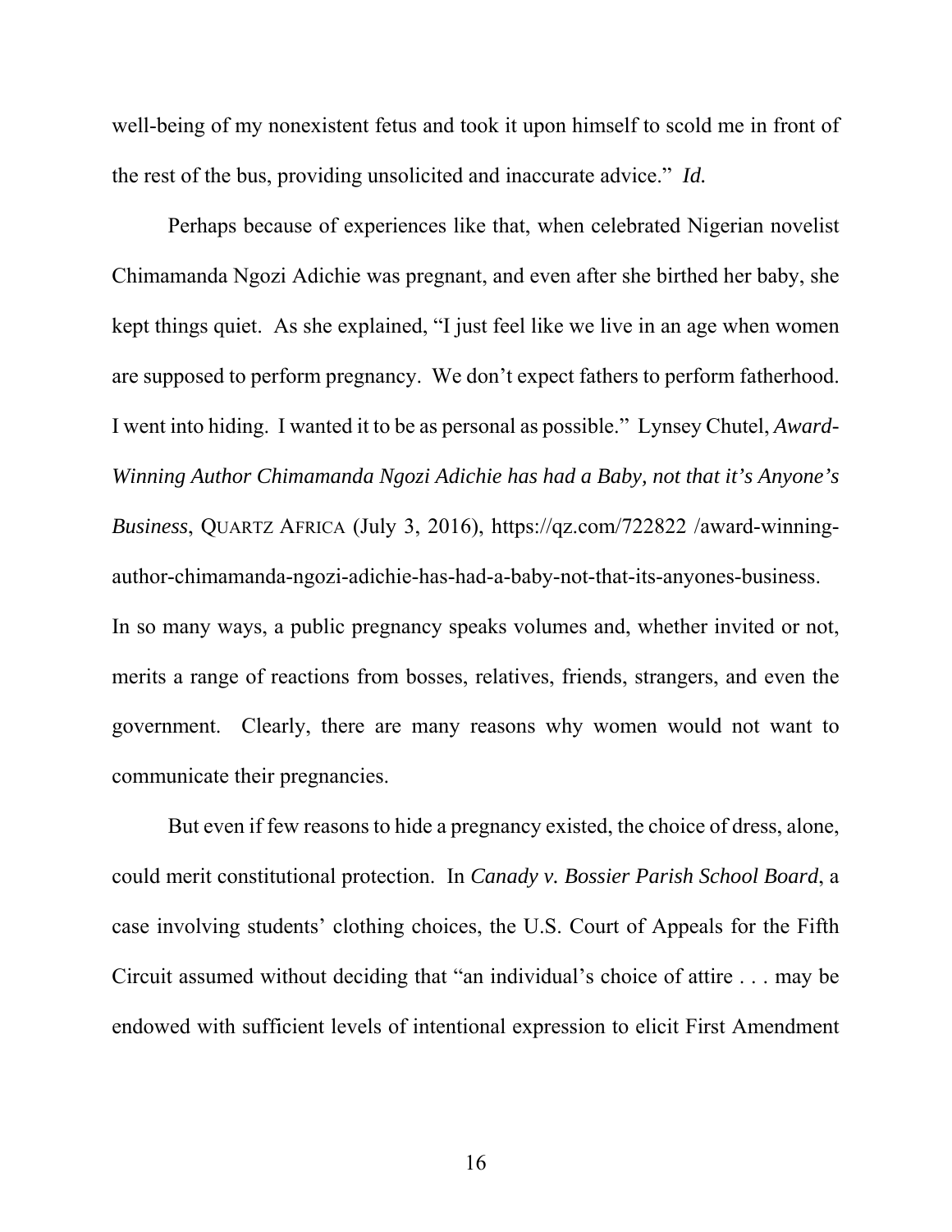well-being of my nonexistent fetus and took it upon himself to scold me in front of the rest of the bus, providing unsolicited and inaccurate advice." *Id.*

Perhaps because of experiences like that, when celebrated Nigerian novelist Chimamanda Ngozi Adichie was pregnant, and even after she birthed her baby, she kept things quiet. As she explained, "I just feel like we live in an age when women are supposed to perform pregnancy. We don't expect fathers to perform fatherhood. I went into hiding. I wanted it to be as personal as possible." Lynsey Chutel, *Award-Winning Author Chimamanda Ngozi Adichie has had a Baby, not that it's Anyone's Business*, QUARTZ AFRICA (July 3, 2016), https://qz.com/722822 /award-winning-author-chimamanda-ngozi-adichie-has-had-a-baby-not-that-its-anyones-business. In so many ways, a public pregnancy speaks volumes and, whether invited or not, merits a range of reactions from bosses, relatives, friends, strangers, and even the government. Clearly, there are many reasons why women would not want to communicate their pregnancies.

But even if few reasons to hide a pregnancy existed, the choice of dress, alone, could merit constitutional protection. In *Canady v. Bossier Parish School Board*, a case involving students' clothing choices, the U.S. Court of Appeals for the Fifth Circuit assumed without deciding that "an individual's choice of attire . . . may be endowed with sufficient levels of intentional expression to elicit First Amendment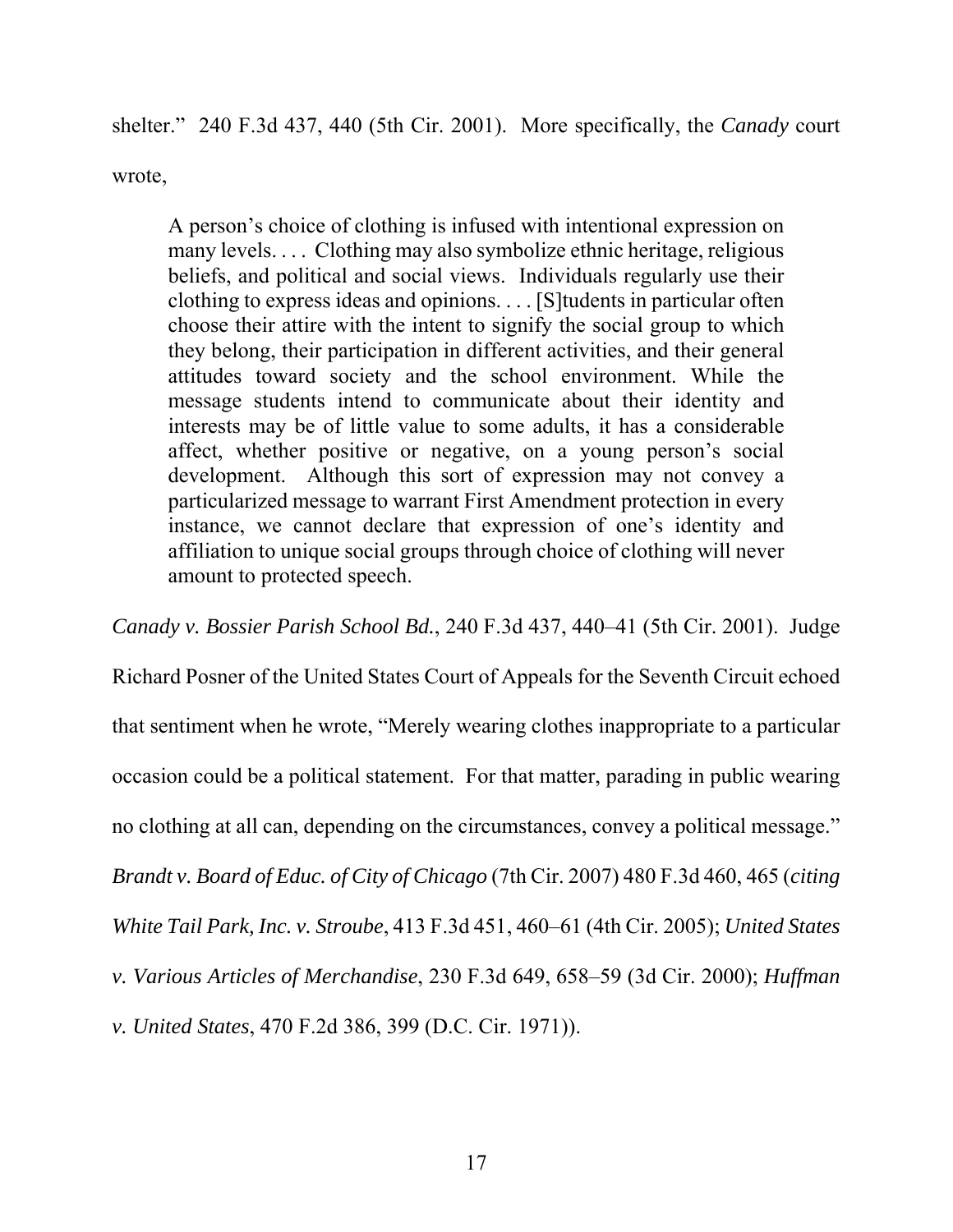shelter." 240 F.3d 437, 440 (5th Cir. 2001). More specifically, the *Canady* court wrote,

> A person's choice of clothing is infused with intentional expression on many levels. . . . Clothing may also symbolize ethnic heritage, religious beliefs, and political and social views. Individuals regularly use their clothing to express ideas and opinions. . . . [S]tudents in particular often choose their attire with the intent to signify the social group to which they belong, their participation in different activities, and their general attitudes toward society and the school environment. While the message students intend to communicate about their identity and interests may be of little value to some adults, it has a considerable affect, whether positive or negative, on a young person's social development. Although this sort of expression may not convey a particularized message to warrant First Amendment protection in every instance, we cannot declare that expression of one's identity and affiliation to unique social groups through choice of clothing will never amount to protected speech.

*Canady v. Bossier Parish School Bd.*, 240 F.3d 437, 440–41 (5th Cir. 2001). Judge Richard Posner of the United States Court of Appeals for the Seventh Circuit echoed that sentiment when he wrote, "Merely wearing clothes inappropriate to a particular occasion could be a political statement. For that matter, parading in public wearing no clothing at all can, depending on the circumstances, convey a political message." *Brandt v. Board of Educ. of City of Chicago* (7th Cir. 2007) 480 F.3d 460, 465 (*citing White Tail Park, Inc. v. Stroube*, 413 F.3d 451, 460–61 (4th Cir. 2005); *United States v. Various Articles of Merchandise*, 230 F.3d 649, 658–59 (3d Cir. 2000); *Huffman v. United States*, 470 F.2d 386, 399 (D.C. Cir. 1971)).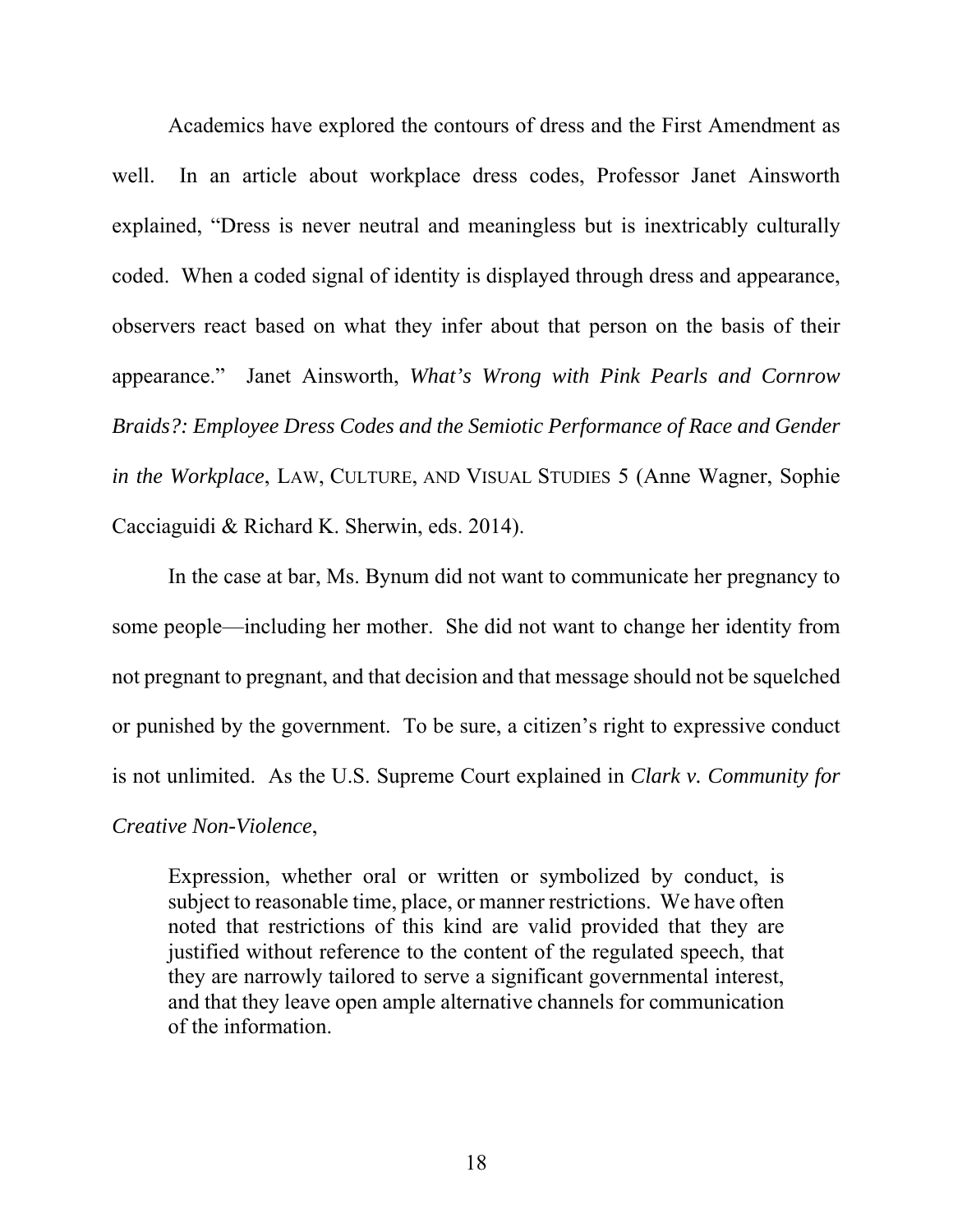Academics have explored the contours of dress and the First Amendment as well. In an article about workplace dress codes, Professor Janet Ainsworth explained, "Dress is never neutral and meaningless but is inextricably culturally coded. When a coded signal of identity is displayed through dress and appearance, observers react based on what they infer about that person on the basis of their appearance." Janet Ainsworth, *What's Wrong with Pink Pearls and Cornrow Braids?: Employee Dress Codes and the Semiotic Performance of Race and Gender in the Workplace*, LAW, CULTURE, AND VISUAL STUDIES 5 (Anne Wagner, Sophie Cacciaguidi & Richard K. Sherwin, eds. 2014).

In the case at bar, Ms. Bynum did not want to communicate her pregnancy to some people—including her mother. She did not want to change her identity from not pregnant to pregnant, and that decision and that message should not be squelched or punished by the government. To be sure, a citizen's right to expressive conduct is not unlimited. As the U.S. Supreme Court explained in *Clark v. Community for Creative Non-Violence*,

> Expression, whether oral or written or symbolized by conduct, is subject to reasonable time, place, or manner restrictions. We have often noted that restrictions of this kind are valid provided that they are justified without reference to the content of the regulated speech, that they are narrowly tailored to serve a significant governmental interest, and that they leave open ample alternative channels for communication of the information.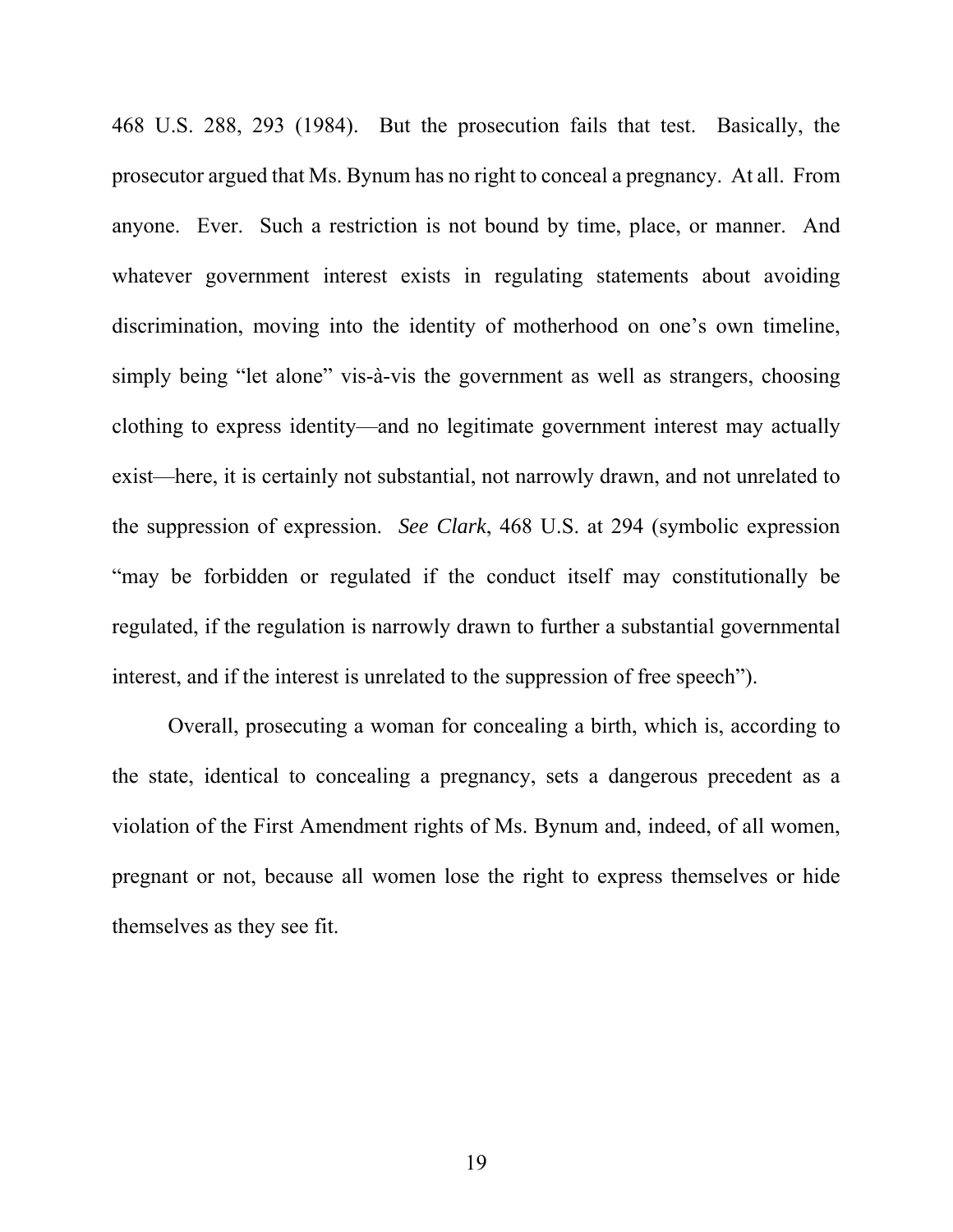468 U.S. 288, 293 (1984). But the prosecution fails that test. Basically, the prosecutor argued that Ms. Bynum has no right to conceal a pregnancy. At all. From anyone. Ever. Such a restriction is not bound by time, place, or manner. And whatever government interest exists in regulating statements about avoiding discrimination, moving into the identity of motherhood on one's own timeline, simply being "let alone" vis-à-vis the government as well as strangers, choosing clothing to express identity—and no legitimate government interest may actually exist—here, it is certainly not substantial, not narrowly drawn, and not unrelated to the suppression of expression. *See Clark*, 468 U.S. at 294 (symbolic expression "may be forbidden or regulated if the conduct itself may constitutionally be regulated, if the regulation is narrowly drawn to further a substantial governmental interest, and if the interest is unrelated to the suppression of free speech").

Overall, prosecuting a woman for concealing a birth, which is, according to the state, identical to concealing a pregnancy, sets a dangerous precedent as a violation of the First Amendment rights of Ms. Bynum and, indeed, of all women, pregnant or not, because all women lose the right to express themselves or hide themselves as they see fit.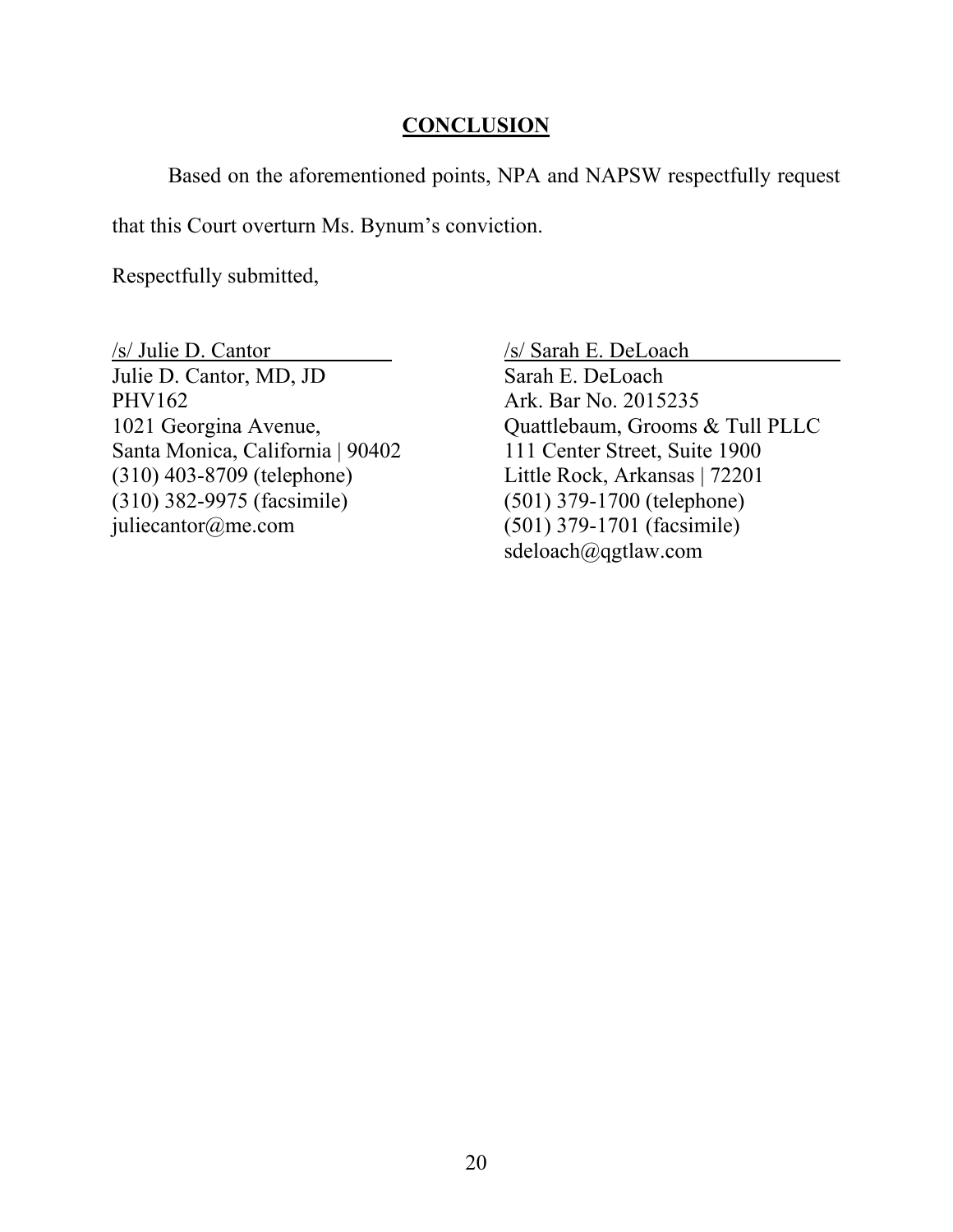## CONCLUSION

Based on the aforementioned points, NPA and NAPSW respectfully request that this Court overturn Ms. Bynum's conviction.

Respectfully submitted,

/s/ Julie D. Cantor
Julie D. Cantor, MD, JD
PHV162
1021 Georgina Avenue,
Santa Monica, California | 90402
(310) 403-8709 (telephone)
(310) 382-9975 (facsimile)
juliecantor@me.com

/s/ Sarah E. DeLoach
Sarah E. DeLoach
Ark. Bar No. 2015235
Quattlebaum, Grooms & Tull PLLC
111 Center Street, Suite 1900
Little Rock, Arkansas | 72201
(501) 379-1700 (telephone)
(501) 379-1701 (facsimile)
sdeloach@qgtlaw.com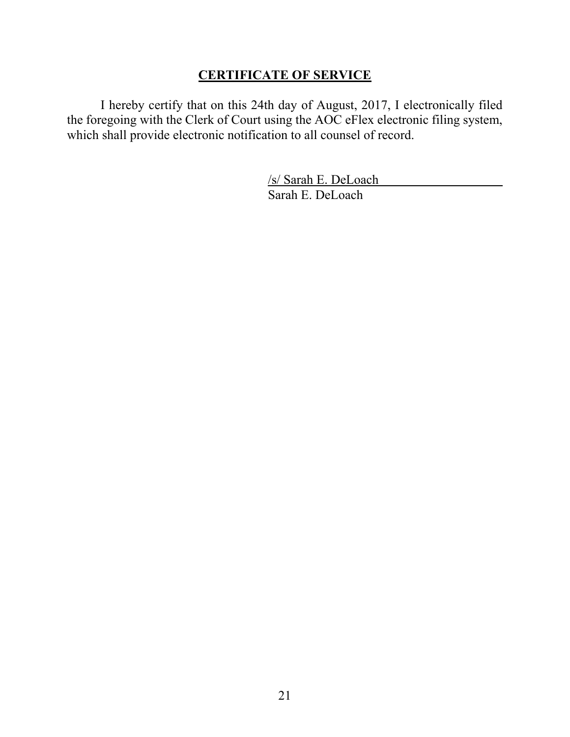## CERTIFICATE OF SERVICE

I hereby certify that on this 24th day of August, 2017, I electronically filed the foregoing with the Clerk of Court using the AOC eFlex electronic filing system, which shall provide electronic notification to all counsel of record.

/s/ Sarah E. DeLoach
Sarah E. DeLoach